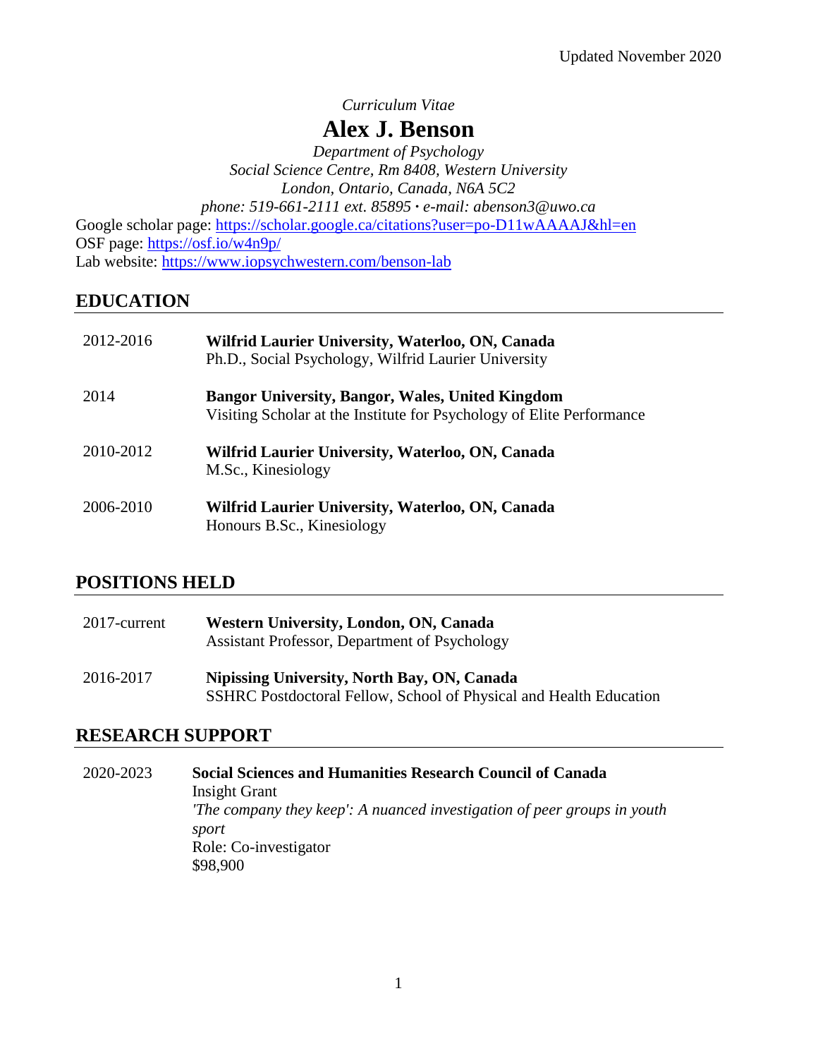Updated November 2020

*Curriculum Vitae*

# Alex J. Benson

*Department of Psychology*
*Social Science Centre, Rm 8408, Western University*
*London, Ontario, Canada, N6A 5C2*
*phone: 519-661-2111 ext. 85895 · e-mail: abenson3@uwo.ca*

Google scholar page: https://scholar.google.ca/citations?user=po-D11wAAAAJ&hl=en
OSF page: https://osf.io/w4n9p/
Lab website: https://www.iopsychwestern.com/benson-lab

## EDUCATION

2012-2016 — **Wilfrid Laurier University, Waterloo, ON, Canada**
Ph.D., Social Psychology, Wilfrid Laurier University

2014 — **Bangor University, Bangor, Wales, United Kingdom**
Visiting Scholar at the Institute for Psychology of Elite Performance

2010-2012 — **Wilfrid Laurier University, Waterloo, ON, Canada**
M.Sc., Kinesiology

2006-2010 — **Wilfrid Laurier University, Waterloo, ON, Canada**
Honours B.Sc., Kinesiology

## POSITIONS HELD

2017-current — **Western University, London, ON, Canada**
Assistant Professor, Department of Psychology

2016-2017 — **Nipissing University, North Bay, ON, Canada**
SSHRC Postdoctoral Fellow, School of Physical and Health Education

## RESEARCH SUPPORT

2020-2023 — **Social Sciences and Humanities Research Council of Canada**
Insight Grant
*'The company they keep': A nuanced investigation of peer groups in youth sport*
Role: Co-investigator
$98,900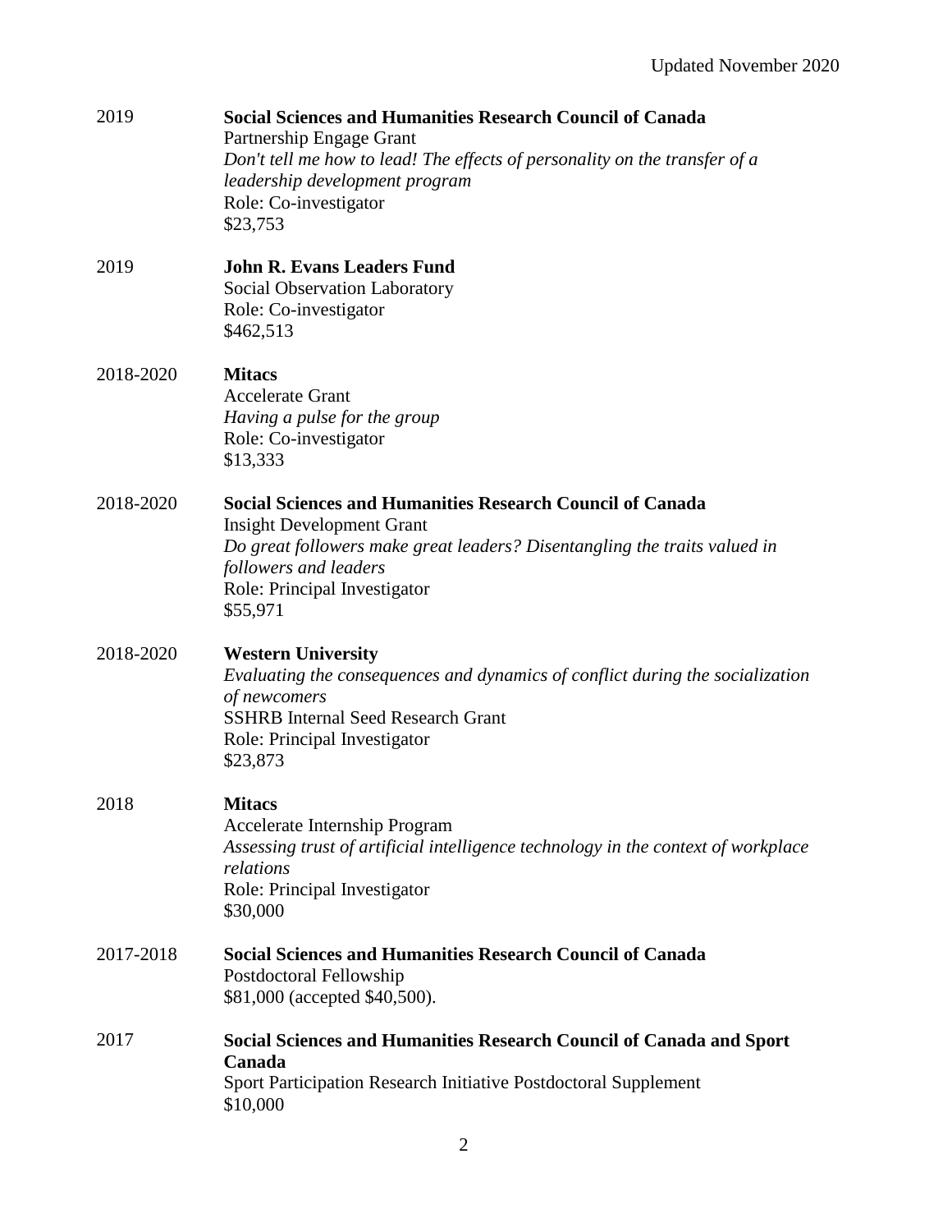2019 **Social Sciences and Humanities Research Council of Canada**
Partnership Engage Grant
*Don't tell me how to lead! The effects of personality on the transfer of a leadership development program*
Role: Co-investigator
$23,753

2019 **John R. Evans Leaders Fund**
Social Observation Laboratory
Role: Co-investigator
$462,513

2018-2020 **Mitacs**
Accelerate Grant
*Having a pulse for the group*
Role: Co-investigator
$13,333

2018-2020 **Social Sciences and Humanities Research Council of Canada**
Insight Development Grant
*Do great followers make great leaders? Disentangling the traits valued in followers and leaders*
Role: Principal Investigator
$55,971

2018-2020 **Western University**
*Evaluating the consequences and dynamics of conflict during the socialization of newcomers*
SSHRB Internal Seed Research Grant
Role: Principal Investigator
$23,873

2018 **Mitacs**
Accelerate Internship Program
*Assessing trust of artificial intelligence technology in the context of workplace relations*
Role: Principal Investigator
$30,000

2017-2018 **Social Sciences and Humanities Research Council of Canada**
Postdoctoral Fellowship
$81,000 (accepted $40,500).

2017 **Social Sciences and Humanities Research Council of Canada and Sport Canada**
Sport Participation Research Initiative Postdoctoral Supplement
$10,000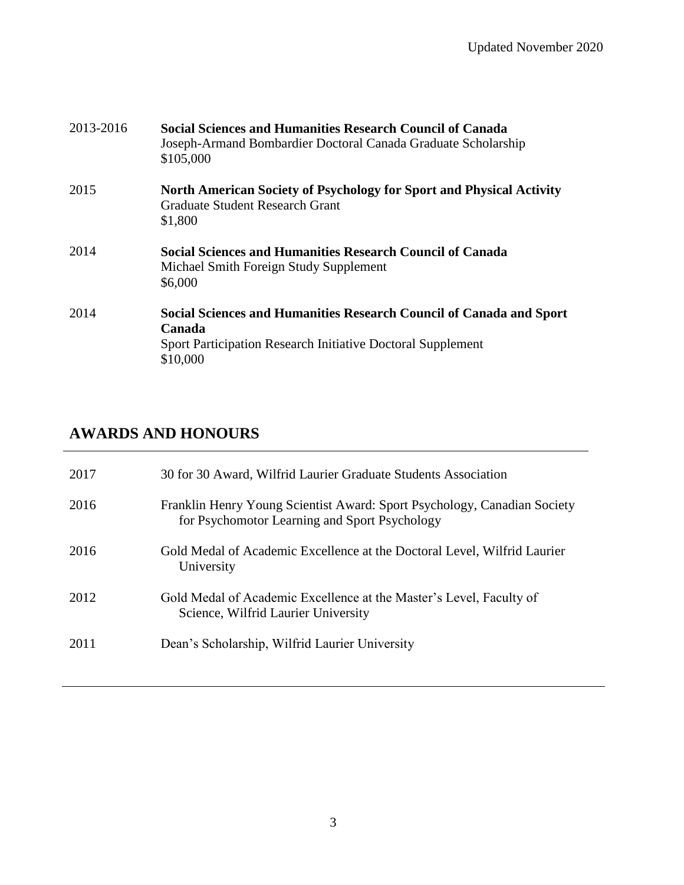2013-2016 **Social Sciences and Humanities Research Council of Canada**
Joseph-Armand Bombardier Doctoral Canada Graduate Scholarship
$105,000

2015 **North American Society of Psychology for Sport and Physical Activity**
Graduate Student Research Grant
$1,800

2014 **Social Sciences and Humanities Research Council of Canada**
Michael Smith Foreign Study Supplement
$6,000

2014 **Social Sciences and Humanities Research Council of Canada and Sport Canada**
Sport Participation Research Initiative Doctoral Supplement
$10,000

## AWARDS AND HONOURS

2017 30 for 30 Award, Wilfrid Laurier Graduate Students Association

2016 Franklin Henry Young Scientist Award: Sport Psychology, Canadian Society for Psychomotor Learning and Sport Psychology

2016 Gold Medal of Academic Excellence at the Doctoral Level, Wilfrid Laurier University

2012 Gold Medal of Academic Excellence at the Master's Level, Faculty of Science, Wilfrid Laurier University

2011 Dean's Scholarship, Wilfrid Laurier University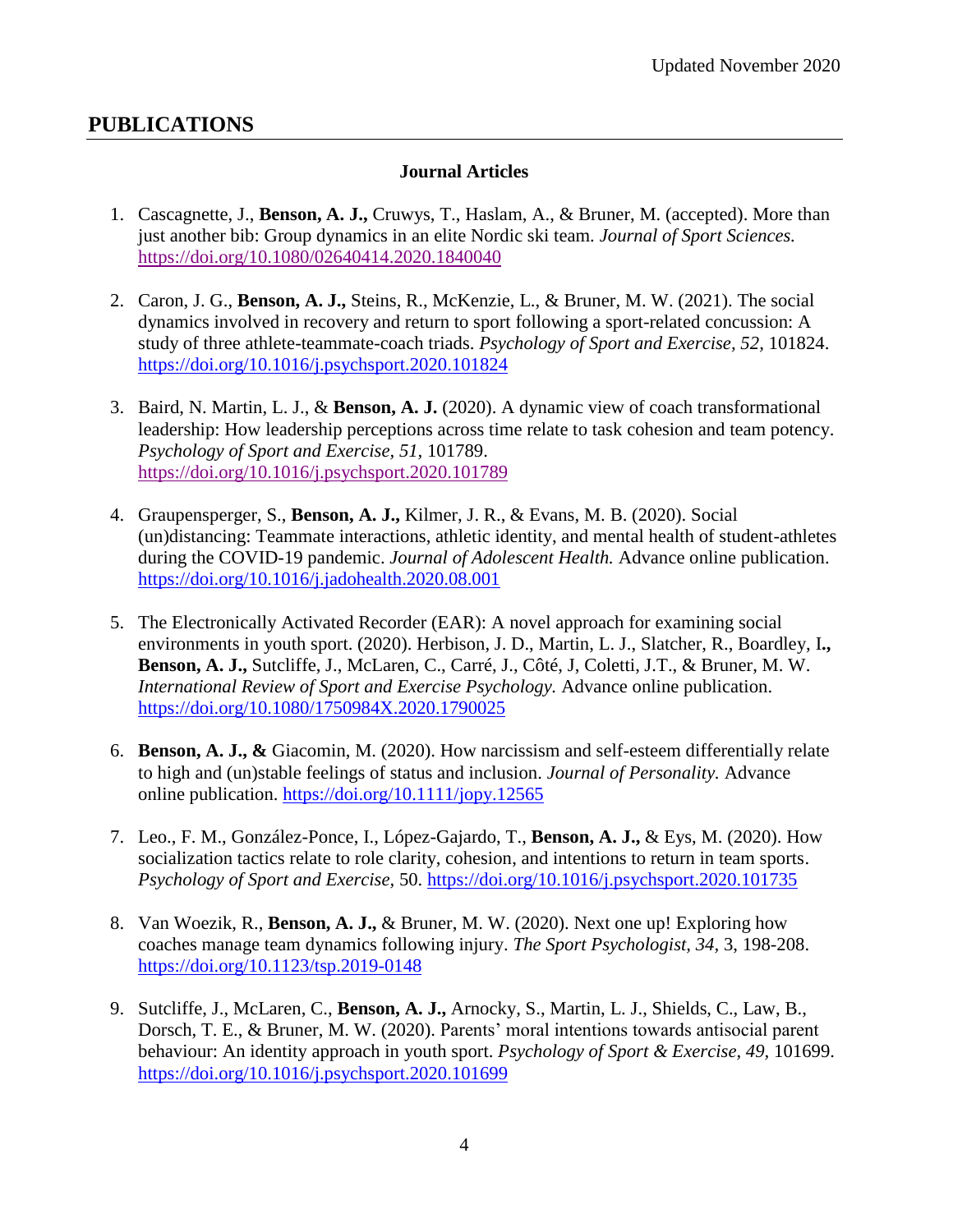"Updated November 2020" — this appears at top right; is it a running header? Likely repeated on every page of CV. I'll omit it.

## PUBLICATIONS

### Journal Articles

1. Cascagnette, J., **Benson, A. J.,** Cruwys, T., Haslam, A., & Bruner, M. (accepted). More than just another bib: Group dynamics in an elite Nordic ski team. *Journal of Sport Sciences.* https://doi.org/10.1080/02640414.2020.1840040

2. Caron, J. G., **Benson, A. J.,** Steins, R., McKenzie, L., & Bruner, M. W. (2021). The social dynamics involved in recovery and return to sport following a sport-related concussion: A study of three athlete-teammate-coach triads. *Psychology of Sport and Exercise, 52,* 101824. https://doi.org/10.1016/j.psychsport.2020.101824

3. Baird, N. Martin, L. J., & **Benson, A. J.** (2020). A dynamic view of coach transformational leadership: How leadership perceptions across time relate to task cohesion and team potency. *Psychology of Sport and Exercise, 51,* 101789. https://doi.org/10.1016/j.psychsport.2020.101789

4. Graupensperger, S., **Benson, A. J.,** Kilmer, J. R., & Evans, M. B. (2020). Social (un)distancing: Teammate interactions, athletic identity, and mental health of student-athletes during the COVID-19 pandemic. *Journal of Adolescent Health.* Advance online publication. https://doi.org/10.1016/j.jadohealth.2020.08.001

5. The Electronically Activated Recorder (EAR): A novel approach for examining social environments in youth sport. (2020). Herbison, J. D., Martin, L. J., Slatcher, R., Boardley, I**.,** **Benson, A. J.,** Sutcliffe, J., McLaren, C., Carré, J., Côté, J, Coletti, J.T., & Bruner, M. W. *International Review of Sport and Exercise Psychology.* Advance online publication. https://doi.org/10.1080/1750984X.2020.1790025

6. **Benson, A. J., &** Giacomin, M. (2020). How narcissism and self-esteem differentially relate to high and (un)stable feelings of status and inclusion. *Journal of Personality.* Advance online publication. https://doi.org/10.1111/jopy.12565

7. Leo., F. M., González-Ponce, I., López-Gajardo, T., **Benson, A. J.,** & Eys, M. (2020). How socialization tactics relate to role clarity, cohesion, and intentions to return in team sports. *Psychology of Sport and Exercise,* 50. https://doi.org/10.1016/j.psychsport.2020.101735

8. Van Woezik, R., **Benson, A. J.,** & Bruner, M. W. (2020). Next one up! Exploring how coaches manage team dynamics following injury. *The Sport Psychologist, 34,* 3, 198-208. https://doi.org/10.1123/tsp.2019-0148

9. Sutcliffe, J., McLaren, C., **Benson, A. J.,** Arnocky, S., Martin, L. J., Shields, C., Law, B., Dorsch, T. E., & Bruner, M. W. (2020). Parents' moral intentions towards antisocial parent behaviour: An identity approach in youth sport. *Psychology of Sport & Exercise, 49,* 101699. https://doi.org/10.1016/j.psychsport.2020.101699

## PUBLICATIONS

### Journal Articles

1. Cascagnette, J., **Benson, A. J.,** Cruwys, T., Haslam, A., & Bruner, M. (accepted). More than just another bib: Group dynamics in an elite Nordic ski team. *Journal of Sport Sciences.* https://doi.org/10.1080/02640414.2020.1840040

2. Caron, J. G., **Benson, A. J.,** Steins, R., McKenzie, L., & Bruner, M. W. (2021). The social dynamics involved in recovery and return to sport following a sport-related concussion: A study of three athlete-teammate-coach triads. *Psychology of Sport and Exercise, 52,* 101824. https://doi.org/10.1016/j.psychsport.2020.101824

3. Baird, N. Martin, L. J., & **Benson, A. J.** (2020). A dynamic view of coach transformational leadership: How leadership perceptions across time relate to task cohesion and team potency. *Psychology of Sport and Exercise, 51,* 101789. https://doi.org/10.1016/j.psychsport.2020.101789

4. Graupensperger, S., **Benson, A. J.,** Kilmer, J. R., & Evans, M. B. (2020). Social (un)distancing: Teammate interactions, athletic identity, and mental health of student-athletes during the COVID-19 pandemic. *Journal of Adolescent Health.* Advance online publication. https://doi.org/10.1016/j.jadohealth.2020.08.001

5. The Electronically Activated Recorder (EAR): A novel approach for examining social environments in youth sport. (2020). Herbison, J. D., Martin, L. J., Slatcher, R., Boardley, I**.,** **Benson, A. J.,** Sutcliffe, J., McLaren, C., Carré, J., Côté, J, Coletti, J.T., & Bruner, M. W. *International Review of Sport and Exercise Psychology.* Advance online publication. https://doi.org/10.1080/1750984X.2020.1790025

6. **Benson, A. J., &** Giacomin, M. (2020). How narcissism and self-esteem differentially relate to high and (un)stable feelings of status and inclusion. *Journal of Personality.* Advance online publication. https://doi.org/10.1111/jopy.12565

7. Leo., F. M., González-Ponce, I., López-Gajardo, T., **Benson, A. J.,** & Eys, M. (2020). How socialization tactics relate to role clarity, cohesion, and intentions to return in team sports. *Psychology of Sport and Exercise,* 50. https://doi.org/10.1016/j.psychsport.2020.101735

8. Van Woezik, R., **Benson, A. J.,** & Bruner, M. W. (2020). Next one up! Exploring how coaches manage team dynamics following injury. *The Sport Psychologist, 34,* 3, 198-208. https://doi.org/10.1123/tsp.2019-0148

9. Sutcliffe, J., McLaren, C., **Benson, A. J.,** Arnocky, S., Martin, L. J., Shields, C., Law, B., Dorsch, T. E., & Bruner, M. W. (2020). Parents' moral intentions towards antisocial parent behaviour: An identity approach in youth sport. *Psychology of Sport & Exercise, 49,* 101699. https://doi.org/10.1016/j.psychsport.2020.101699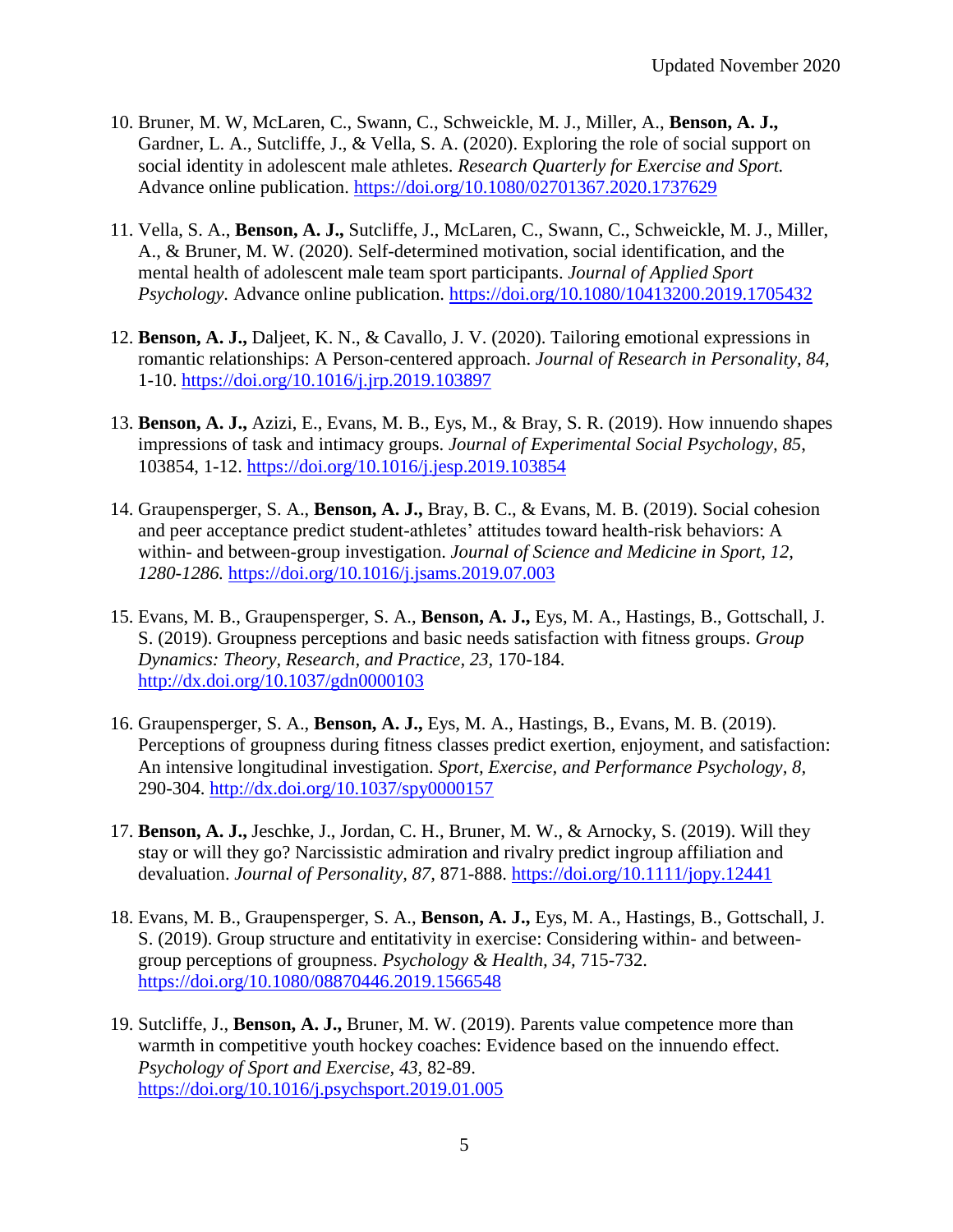10. Bruner, M. W, McLaren, C., Swann, C., Schweickle, M. J., Miller, A., **Benson, A. J.,** Gardner, L. A., Sutcliffe, J., & Vella, S. A. (2020). Exploring the role of social support on social identity in adolescent male athletes. *Research Quarterly for Exercise and Sport.* Advance online publication. https://doi.org/10.1080/02701367.2020.1737629

11. Vella, S. A., **Benson, A. J.,** Sutcliffe, J., McLaren, C., Swann, C., Schweickle, M. J., Miller, A., & Bruner, M. W. (2020). Self-determined motivation, social identification, and the mental health of adolescent male team sport participants. *Journal of Applied Sport Psychology.* Advance online publication. https://doi.org/10.1080/10413200.2019.1705432

12. **Benson, A. J.,** Daljeet, K. N., & Cavallo, J. V. (2020). Tailoring emotional expressions in romantic relationships: A Person-centered approach. *Journal of Research in Personality, 84,* 1-10. https://doi.org/10.1016/j.jrp.2019.103897

13. **Benson, A. J.,** Azizi, E., Evans, M. B., Eys, M., & Bray, S. R. (2019). How innuendo shapes impressions of task and intimacy groups. *Journal of Experimental Social Psychology, 85*, 103854, 1-12. https://doi.org/10.1016/j.jesp.2019.103854

14. Graupensperger, S. A., **Benson, A. J.,** Bray, B. C., & Evans, M. B. (2019). Social cohesion and peer acceptance predict student-athletes' attitudes toward health-risk behaviors: A within- and between-group investigation. *Journal of Science and Medicine in Sport, 12, 1280-1286.* https://doi.org/10.1016/j.jsams.2019.07.003

15. Evans, M. B., Graupensperger, S. A., **Benson, A. J.,** Eys, M. A., Hastings, B., Gottschall, J. S. (2019). Groupness perceptions and basic needs satisfaction with fitness groups. *Group Dynamics: Theory, Research, and Practice, 23,* 170-184. http://dx.doi.org/10.1037/gdn0000103

16. Graupensperger, S. A., **Benson, A. J.,** Eys, M. A., Hastings, B., Evans, M. B. (2019). Perceptions of groupness during fitness classes predict exertion, enjoyment, and satisfaction: An intensive longitudinal investigation. *Sport, Exercise, and Performance Psychology, 8,* 290-304. http://dx.doi.org/10.1037/spy0000157

17. **Benson, A. J.,** Jeschke, J., Jordan, C. H., Bruner, M. W., & Arnocky, S. (2019). Will they stay or will they go? Narcissistic admiration and rivalry predict ingroup affiliation and devaluation. *Journal of Personality, 87,* 871-888. https://doi.org/10.1111/jopy.12441

18. Evans, M. B., Graupensperger, S. A., **Benson, A. J.,** Eys, M. A., Hastings, B., Gottschall, J. S. (2019). Group structure and entitativity in exercise: Considering within- and between-group perceptions of groupness. *Psychology & Health, 34,* 715-732. https://doi.org/10.1080/08870446.2019.1566548

19. Sutcliffe, J., **Benson, A. J.,** Bruner, M. W. (2019). Parents value competence more than warmth in competitive youth hockey coaches: Evidence based on the innuendo effect. *Psychology of Sport and Exercise, 43,* 82-89. https://doi.org/10.1016/j.psychsport.2019.01.005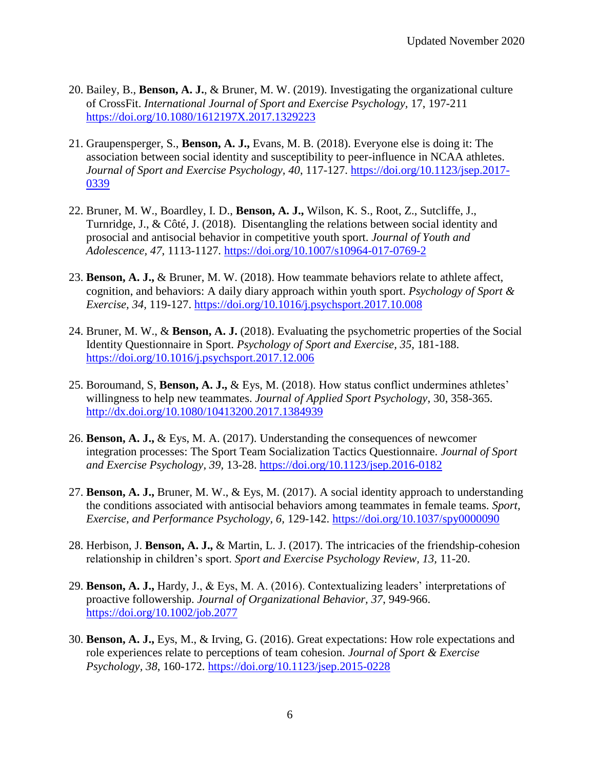20. Bailey, B., **Benson, A. J.**, & Bruner, M. W. (2019). Investigating the organizational culture of CrossFit. *International Journal of Sport and Exercise Psychology,* 17, 197-211 https://doi.org/10.1080/1612197X.2017.1329223

21. Graupensperger, S., **Benson, A. J.,** Evans, M. B. (2018). Everyone else is doing it: The association between social identity and susceptibility to peer-influence in NCAA athletes. *Journal of Sport and Exercise Psychology, 40*, 117-127. https://doi.org/10.1123/jsep.2017-0339

22. Bruner, M. W., Boardley, I. D., **Benson, A. J.,** Wilson, K. S., Root, Z., Sutcliffe, J., Turnridge, J., & Côté, J. (2018). Disentangling the relations between social identity and prosocial and antisocial behavior in competitive youth sport. *Journal of Youth and Adolescence, 47*, 1113-1127. https://doi.org/10.1007/s10964-017-0769-2

23. **Benson, A. J.,** & Bruner, M. W. (2018). How teammate behaviors relate to athlete affect, cognition, and behaviors: A daily diary approach within youth sport. *Psychology of Sport & Exercise, 34*, 119-127. https://doi.org/10.1016/j.psychsport.2017.10.008

24. Bruner, M. W., & **Benson, A. J.** (2018). Evaluating the psychometric properties of the Social Identity Questionnaire in Sport. *Psychology of Sport and Exercise, 35*, 181-188. https://doi.org/10.1016/j.psychsport.2017.12.006

25. Boroumand, S, **Benson, A. J.,** & Eys, M. (2018). How status conflict undermines athletes' willingness to help new teammates. *Journal of Applied Sport Psychology*, 30, 358-365. http://dx.doi.org/10.1080/10413200.2017.1384939

26. **Benson, A. J.,** & Eys, M. A. (2017). Understanding the consequences of newcomer integration processes: The Sport Team Socialization Tactics Questionnaire. *Journal of Sport and Exercise Psychology, 39*, 13-28. https://doi.org/10.1123/jsep.2016-0182

27. **Benson, A. J.,** Bruner, M. W., & Eys, M. (2017). A social identity approach to understanding the conditions associated with antisocial behaviors among teammates in female teams. *Sport, Exercise, and Performance Psychology, 6*, 129-142. https://doi.org/10.1037/spy0000090

28. Herbison, J. **Benson, A. J.,** & Martin, L. J. (2017). The intricacies of the friendship-cohesion relationship in children's sport. *Sport and Exercise Psychology Review, 13*, 11-20.

29. **Benson, A. J.,** Hardy, J., & Eys, M. A. (2016). Contextualizing leaders' interpretations of proactive followership. *Journal of Organizational Behavior, 37*, 949-966. https://doi.org/10.1002/job.2077

30. **Benson, A. J.,** Eys, M., & Irving, G. (2016). Great expectations: How role expectations and role experiences relate to perceptions of team cohesion. *Journal of Sport & Exercise Psychology, 38*, 160-172. https://doi.org/10.1123/jsep.2015-0228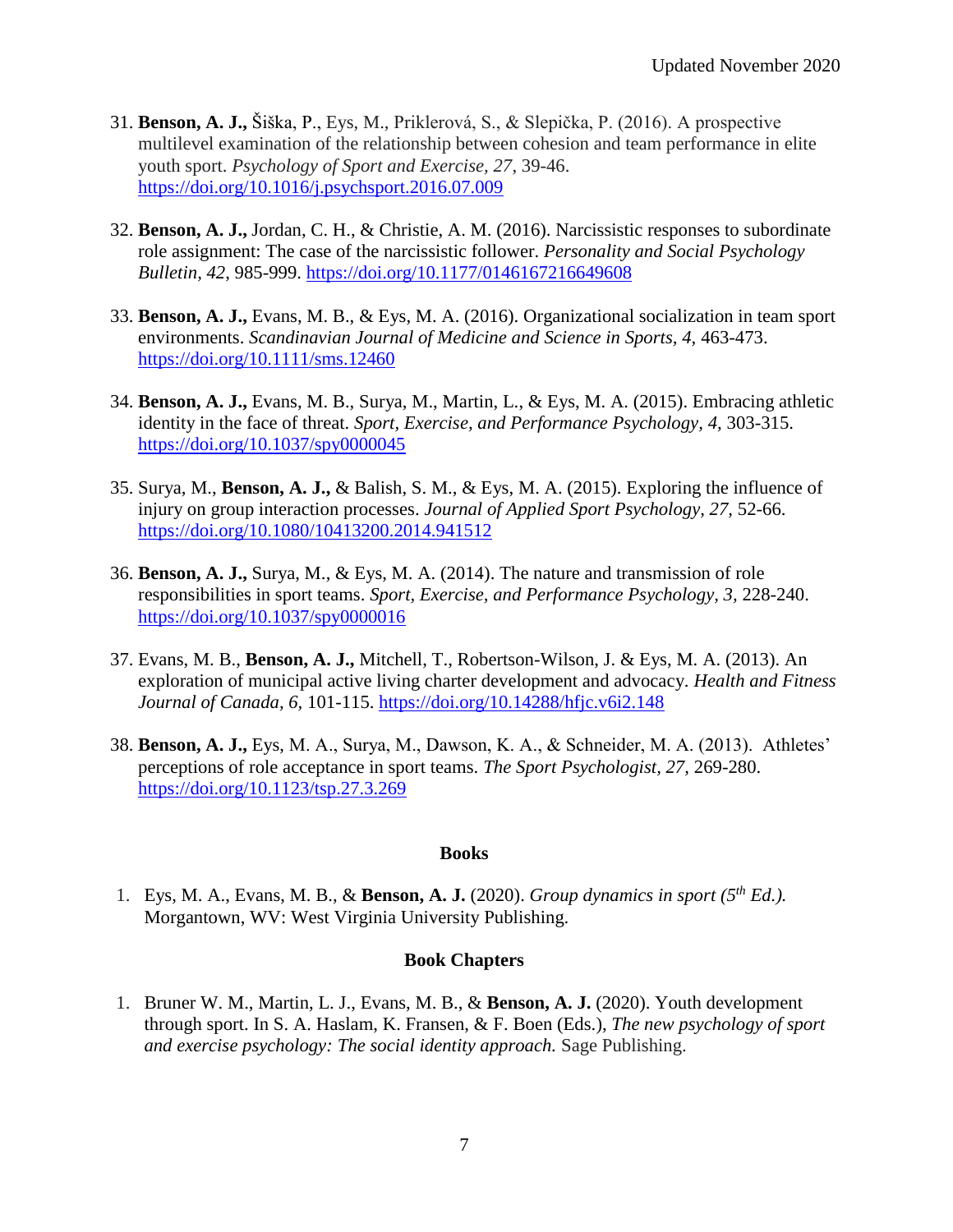31. **Benson, A. J.,** Šiška, P., Eys, M., Priklerová, S., & Slepička, P. (2016). A prospective multilevel examination of the relationship between cohesion and team performance in elite youth sport. *Psychology of Sport and Exercise, 27*, 39-46. https://doi.org/10.1016/j.psychsport.2016.07.009

32. **Benson, A. J.,** Jordan, C. H., & Christie, A. M. (2016). Narcissistic responses to subordinate role assignment: The case of the narcissistic follower. *Personality and Social Psychology Bulletin, 42*, 985-999. https://doi.org/10.1177/0146167216649608

33. **Benson, A. J.,** Evans, M. B., & Eys, M. A. (2016). Organizational socialization in team sport environments. *Scandinavian Journal of Medicine and Science in Sports, 4*, 463-473. https://doi.org/10.1111/sms.12460

34. **Benson, A. J.,** Evans, M. B., Surya, M., Martin, L., & Eys, M. A. (2015). Embracing athletic identity in the face of threat. *Sport, Exercise, and Performance Psychology, 4,* 303-315. https://doi.org/10.1037/spy0000045

35. Surya, M., **Benson, A. J.,** & Balish, S. M., & Eys, M. A. (2015). Exploring the influence of injury on group interaction processes. *Journal of Applied Sport Psychology, 27,* 52-66. https://doi.org/10.1080/10413200.2014.941512

36. **Benson, A. J.,** Surya, M., & Eys, M. A. (2014). The nature and transmission of role responsibilities in sport teams. *Sport, Exercise, and Performance Psychology, 3,* 228-240. https://doi.org/10.1037/spy0000016

37. Evans, M. B., **Benson, A. J.,** Mitchell, T., Robertson-Wilson, J. & Eys, M. A. (2013). An exploration of municipal active living charter development and advocacy. *Health and Fitness Journal of Canada, 6,* 101-115. https://doi.org/10.14288/hfjc.v6i2.148

38. **Benson, A. J.,** Eys, M. A., Surya, M., Dawson, K. A., & Schneider, M. A. (2013). Athletes' perceptions of role acceptance in sport teams. *The Sport Psychologist, 27,* 269-280. https://doi.org/10.1123/tsp.27.3.269

## Books

1. Eys, M. A., Evans, M. B., & **Benson, A. J.** (2020). *Group dynamics in sport (5th Ed.).* Morgantown, WV: West Virginia University Publishing.

## Book Chapters

1. Bruner W. M., Martin, L. J., Evans, M. B., & **Benson, A. J.** (2020). Youth development through sport. In S. A. Haslam, K. Fransen, & F. Boen (Eds.), *The new psychology of sport and exercise psychology: The social identity approach.* Sage Publishing.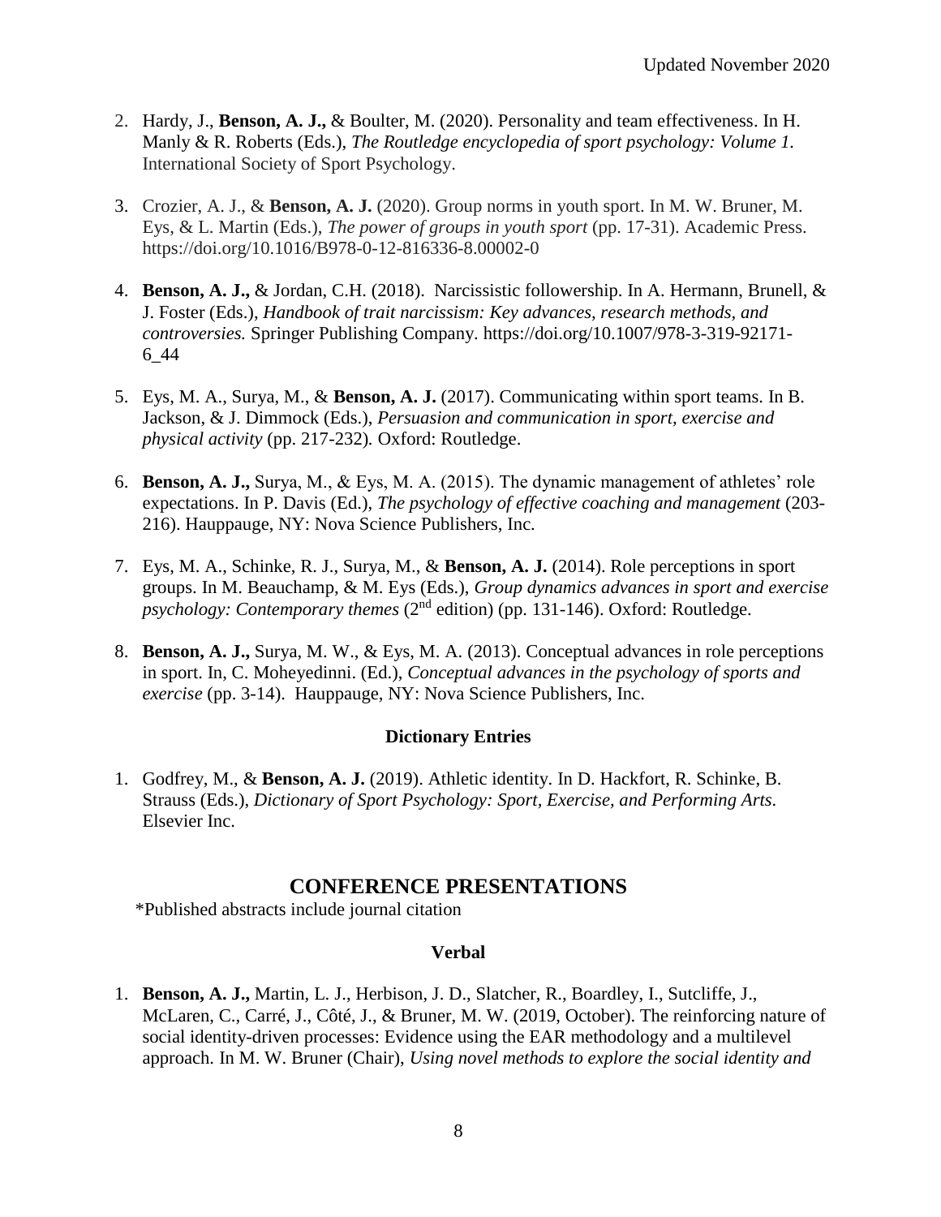2. Hardy, J., **Benson, A. J.,** & Boulter, M. (2020). Personality and team effectiveness. In H. Manly & R. Roberts (Eds.), *The Routledge encyclopedia of sport psychology: Volume 1.* International Society of Sport Psychology.

3. Crozier, A. J., & **Benson, A. J.** (2020). Group norms in youth sport. In M. W. Bruner, M. Eys, & L. Martin (Eds.), *The power of groups in youth sport* (pp. 17-31). Academic Press. https://doi.org/10.1016/B978-0-12-816336-8.00002-0

4. **Benson, A. J.,** & Jordan, C.H. (2018). Narcissistic followership. In A. Hermann, Brunell, & J. Foster (Eds.), *Handbook of trait narcissism: Key advances, research methods, and controversies.* Springer Publishing Company. https://doi.org/10.1007/978-3-319-92171-6_44

5. Eys, M. A., Surya, M., & **Benson, A. J.** (2017). Communicating within sport teams. In B. Jackson, & J. Dimmock (Eds.), *Persuasion and communication in sport, exercise and physical activity* (pp. 217-232)*.* Oxford: Routledge.

6. **Benson, A. J.,** Surya, M., & Eys, M. A. (2015). The dynamic management of athletes' role expectations. In P. Davis (Ed.), *The psychology of effective coaching and management* (203-216). Hauppauge, NY: Nova Science Publishers, Inc.

7. Eys, M. A., Schinke, R. J., Surya, M., & **Benson, A. J.** (2014). Role perceptions in sport groups. In M. Beauchamp, & M. Eys (Eds.), *Group dynamics advances in sport and exercise psychology: Contemporary themes* (2nd edition) (pp. 131-146). Oxford: Routledge.

8. **Benson, A. J.,** Surya, M. W., & Eys, M. A. (2013). Conceptual advances in role perceptions in sport. In, C. Moheyedinni. (Ed.), *Conceptual advances in the psychology of sports and exercise* (pp. 3-14). Hauppauge, NY: Nova Science Publishers, Inc.

### Dictionary Entries

1. Godfrey, M., & **Benson, A. J.** (2019). Athletic identity. In D. Hackfort, R. Schinke, B. Strauss (Eds.), *Dictionary of Sport Psychology: Sport, Exercise, and Performing Arts.* Elsevier Inc.

## CONFERENCE PRESENTATIONS

*Published abstracts include journal citation

### Verbal

1. **Benson, A. J.,** Martin, L. J., Herbison, J. D., Slatcher, R., Boardley, I., Sutcliffe, J., McLaren, C., Carré, J., Côté, J., & Bruner, M. W. (2019, October). The reinforcing nature of social identity-driven processes: Evidence using the EAR methodology and a multilevel approach. In M. W. Bruner (Chair), *Using novel methods to explore the social identity and*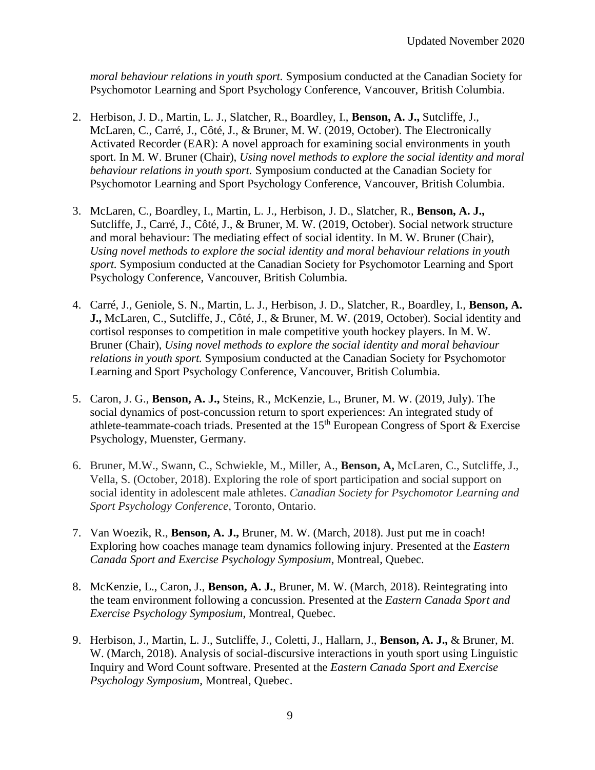*moral behaviour relations in youth sport.* Symposium conducted at the Canadian Society for Psychomotor Learning and Sport Psychology Conference, Vancouver, British Columbia.

2. Herbison, J. D., Martin, L. J., Slatcher, R., Boardley, I., **Benson, A. J.,** Sutcliffe, J., McLaren, C., Carré, J., Côté, J., & Bruner, M. W. (2019, October). The Electronically Activated Recorder (EAR): A novel approach for examining social environments in youth sport. In M. W. Bruner (Chair), *Using novel methods to explore the social identity and moral behaviour relations in youth sport.* Symposium conducted at the Canadian Society for Psychomotor Learning and Sport Psychology Conference, Vancouver, British Columbia.

3. McLaren, C., Boardley, I., Martin, L. J., Herbison, J. D., Slatcher, R., **Benson, A. J.,** Sutcliffe, J., Carré, J., Côté, J., & Bruner, M. W. (2019, October). Social network structure and moral behaviour: The mediating effect of social identity. In M. W. Bruner (Chair), *Using novel methods to explore the social identity and moral behaviour relations in youth sport.* Symposium conducted at the Canadian Society for Psychomotor Learning and Sport Psychology Conference, Vancouver, British Columbia.

4. Carré, J., Geniole, S. N., Martin, L. J., Herbison, J. D., Slatcher, R., Boardley, I., **Benson, A. J.,** McLaren, C., Sutcliffe, J., Côté, J., & Bruner, M. W. (2019, October). Social identity and cortisol responses to competition in male competitive youth hockey players. In M. W. Bruner (Chair), *Using novel methods to explore the social identity and moral behaviour relations in youth sport.* Symposium conducted at the Canadian Society for Psychomotor Learning and Sport Psychology Conference, Vancouver, British Columbia.

5. Caron, J. G., **Benson, A. J.,** Steins, R., McKenzie, L., Bruner, M. W. (2019, July). The social dynamics of post-concussion return to sport experiences: An integrated study of athlete-teammate-coach triads. Presented at the 15th European Congress of Sport & Exercise Psychology, Muenster, Germany.

6. Bruner, M.W., Swann, C., Schwiekle, M., Miller, A., **Benson, A,** McLaren, C., Sutcliffe, J., Vella, S. (October, 2018). Exploring the role of sport participation and social support on social identity in adolescent male athletes. *Canadian Society for Psychomotor Learning and Sport Psychology Conference*, Toronto, Ontario.

7. Van Woezik, R., **Benson, A. J.,** Bruner, M. W. (March, 2018). Just put me in coach! Exploring how coaches manage team dynamics following injury. Presented at the *Eastern Canada Sport and Exercise Psychology Symposium*, Montreal, Quebec.

8. McKenzie, L., Caron, J., **Benson, A. J.**, Bruner, M. W. (March, 2018). Reintegrating into the team environment following a concussion. Presented at the *Eastern Canada Sport and Exercise Psychology Symposium*, Montreal, Quebec.

9. Herbison, J., Martin, L. J., Sutcliffe, J., Coletti, J., Hallarn, J., **Benson, A. J.,** & Bruner, M. W. (March, 2018). Analysis of social-discursive interactions in youth sport using Linguistic Inquiry and Word Count software. Presented at the *Eastern Canada Sport and Exercise Psychology Symposium*, Montreal, Quebec.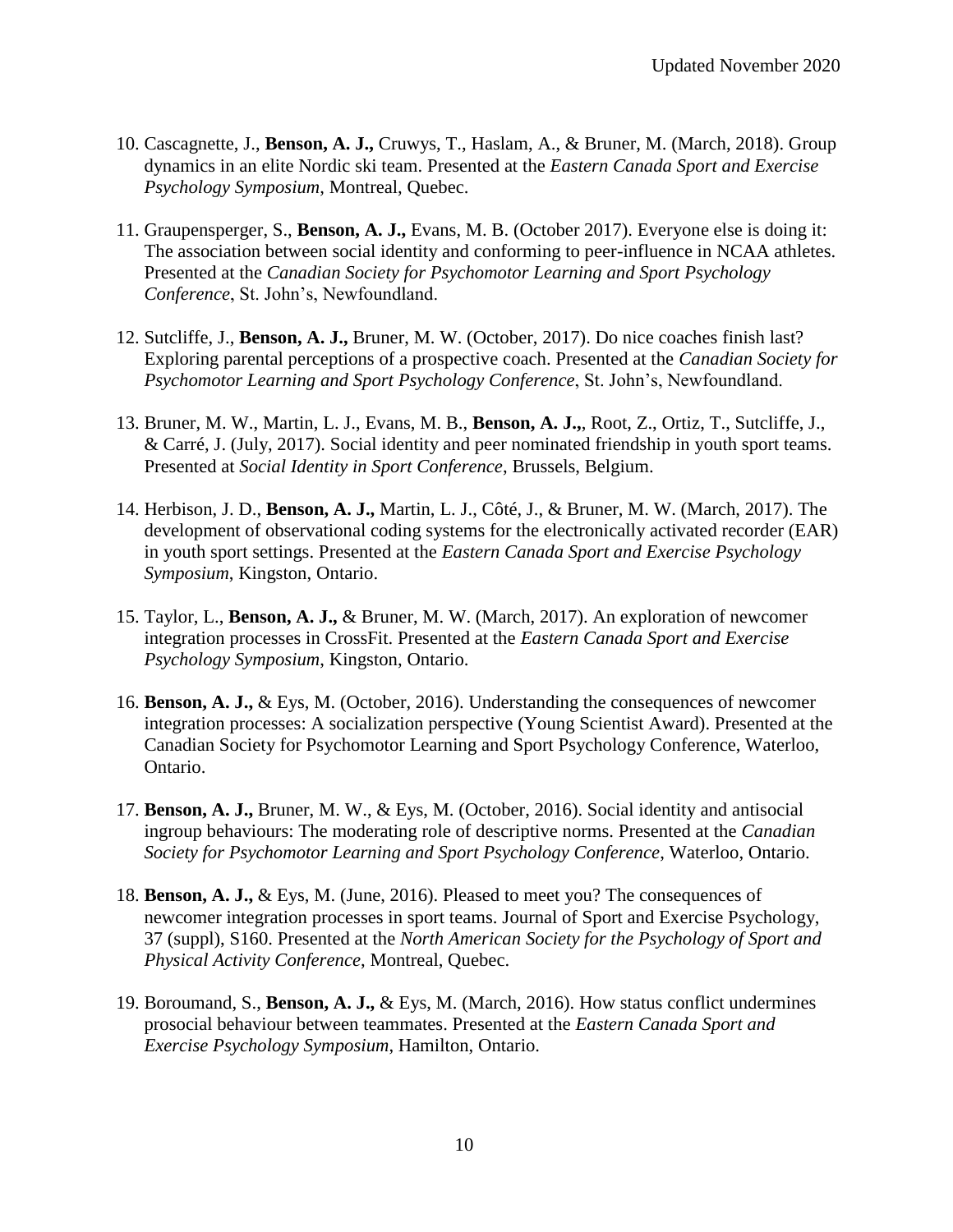10. Cascagnette, J., **Benson, A. J.,** Cruwys, T., Haslam, A., & Bruner, M. (March, 2018). Group dynamics in an elite Nordic ski team. Presented at the *Eastern Canada Sport and Exercise Psychology Symposium*, Montreal, Quebec.

11. Graupensperger, S., **Benson, A. J.,** Evans, M. B. (October 2017). Everyone else is doing it: The association between social identity and conforming to peer-influence in NCAA athletes. Presented at the *Canadian Society for Psychomotor Learning and Sport Psychology Conference*, St. John's, Newfoundland.

12. Sutcliffe, J., **Benson, A. J.,** Bruner, M. W. (October, 2017). Do nice coaches finish last? Exploring parental perceptions of a prospective coach. Presented at the *Canadian Society for Psychomotor Learning and Sport Psychology Conference*, St. John's, Newfoundland.

13. Bruner, M. W., Martin, L. J., Evans, M. B., **Benson, A. J.,**, Root, Z., Ortiz, T., Sutcliffe, J., & Carré, J. (July, 2017). Social identity and peer nominated friendship in youth sport teams. Presented at *Social Identity in Sport Conference*, Brussels, Belgium.

14. Herbison, J. D., **Benson, A. J.,** Martin, L. J., Côté, J., & Bruner, M. W. (March, 2017). The development of observational coding systems for the electronically activated recorder (EAR) in youth sport settings. Presented at the *Eastern Canada Sport and Exercise Psychology Symposium*, Kingston, Ontario.

15. Taylor, L., **Benson, A. J.,** & Bruner, M. W. (March, 2017). An exploration of newcomer integration processes in CrossFit. Presented at the *Eastern Canada Sport and Exercise Psychology Symposium*, Kingston, Ontario.

16. **Benson, A. J.,** & Eys, M. (October, 2016). Understanding the consequences of newcomer integration processes: A socialization perspective (Young Scientist Award). Presented at the Canadian Society for Psychomotor Learning and Sport Psychology Conference, Waterloo, Ontario.

17. **Benson, A. J.,** Bruner, M. W., & Eys, M. (October, 2016). Social identity and antisocial ingroup behaviours: The moderating role of descriptive norms. Presented at the *Canadian Society for Psychomotor Learning and Sport Psychology Conference*, Waterloo, Ontario.

18. **Benson, A. J.,** & Eys, M. (June, 2016). Pleased to meet you? The consequences of newcomer integration processes in sport teams. Journal of Sport and Exercise Psychology, 37 (suppl), S160. Presented at the *North American Society for the Psychology of Sport and Physical Activity Conference*, Montreal, Quebec.

19. Boroumand, S., **Benson, A. J.,** & Eys, M. (March, 2016). How status conflict undermines prosocial behaviour between teammates. Presented at the *Eastern Canada Sport and Exercise Psychology Symposium*, Hamilton, Ontario.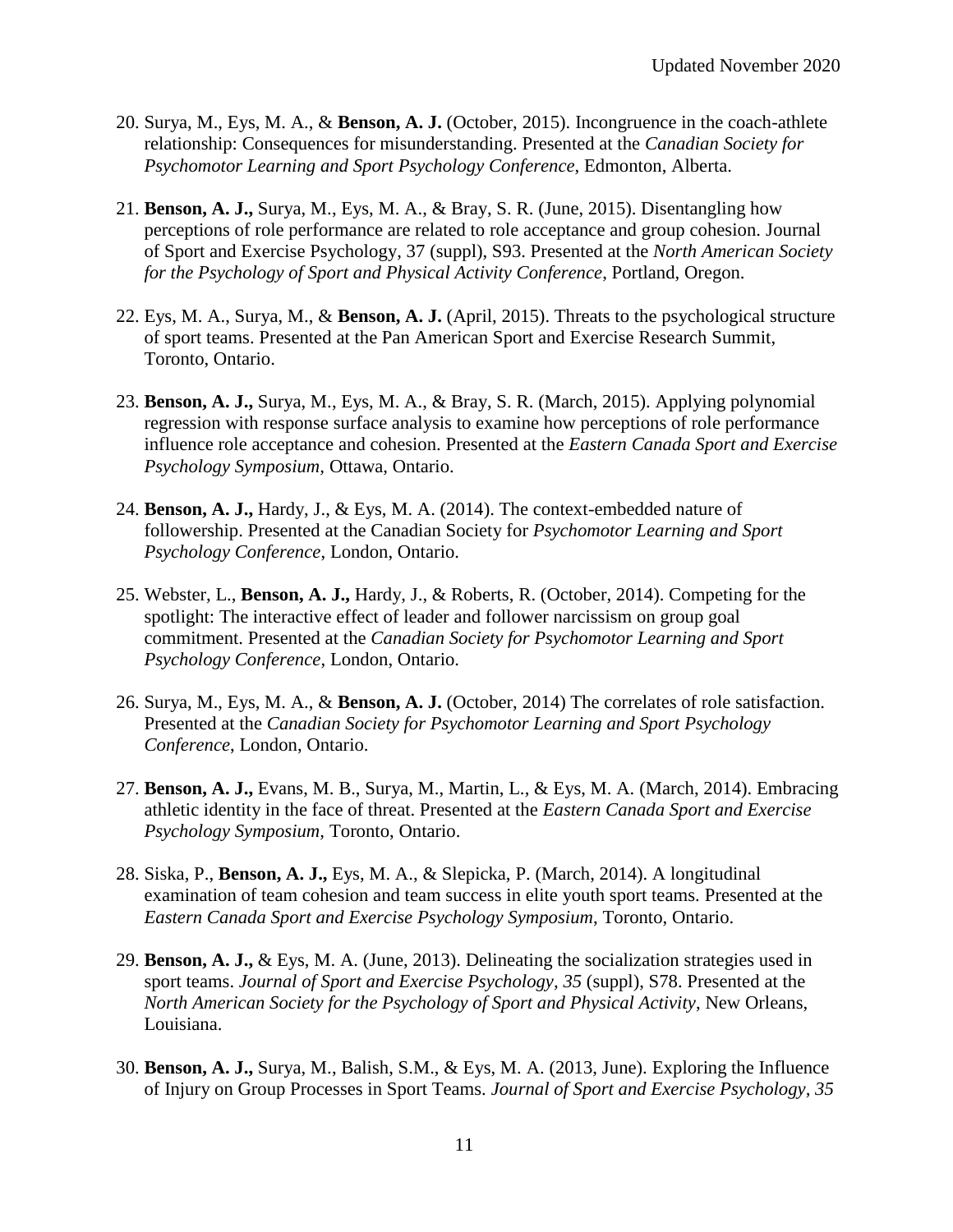20. Surya, M., Eys, M. A., & **Benson, A. J.** (October, 2015). Incongruence in the coach-athlete relationship: Consequences for misunderstanding. Presented at the *Canadian Society for Psychomotor Learning and Sport Psychology Conference*, Edmonton, Alberta.

21. **Benson, A. J.,** Surya, M., Eys, M. A., & Bray, S. R. (June, 2015). Disentangling how perceptions of role performance are related to role acceptance and group cohesion. Journal of Sport and Exercise Psychology, 37 (suppl), S93. Presented at the *North American Society for the Psychology of Sport and Physical Activity Conference*, Portland, Oregon.

22. Eys, M. A., Surya, M., & **Benson, A. J.** (April, 2015). Threats to the psychological structure of sport teams. Presented at the Pan American Sport and Exercise Research Summit, Toronto, Ontario.

23. **Benson, A. J.,** Surya, M., Eys, M. A., & Bray, S. R. (March, 2015). Applying polynomial regression with response surface analysis to examine how perceptions of role performance influence role acceptance and cohesion. Presented at the *Eastern Canada Sport and Exercise Psychology Symposium*, Ottawa, Ontario.

24. **Benson, A. J.,** Hardy, J., & Eys, M. A. (2014). The context-embedded nature of followership. Presented at the Canadian Society for *Psychomotor Learning and Sport Psychology Conference*, London, Ontario.

25. Webster, L., **Benson, A. J.,** Hardy, J., & Roberts, R. (October, 2014). Competing for the spotlight: The interactive effect of leader and follower narcissism on group goal commitment. Presented at the *Canadian Society for Psychomotor Learning and Sport Psychology Conference*, London, Ontario.

26. Surya, M., Eys, M. A., & **Benson, A. J.** (October, 2014) The correlates of role satisfaction. Presented at the *Canadian Society for Psychomotor Learning and Sport Psychology Conference*, London, Ontario.

27. **Benson, A. J.,** Evans, M. B., Surya, M., Martin, L., & Eys, M. A. (March, 2014). Embracing athletic identity in the face of threat. Presented at the *Eastern Canada Sport and Exercise Psychology Symposium*, Toronto, Ontario.

28. Siska, P., **Benson, A. J.,** Eys, M. A., & Slepicka, P. (March, 2014). A longitudinal examination of team cohesion and team success in elite youth sport teams. Presented at the *Eastern Canada Sport and Exercise Psychology Symposium*, Toronto, Ontario.

29. **Benson, A. J.,** & Eys, M. A. (June, 2013). Delineating the socialization strategies used in sport teams. *Journal of Sport and Exercise Psychology, 35* (suppl), S78. Presented at the *North American Society for the Psychology of Sport and Physical Activity*, New Orleans, Louisiana.

30. **Benson, A. J.,** Surya, M., Balish, S.M., & Eys, M. A. (2013, June). Exploring the Influence of Injury on Group Processes in Sport Teams. *Journal of Sport and Exercise Psychology, 35*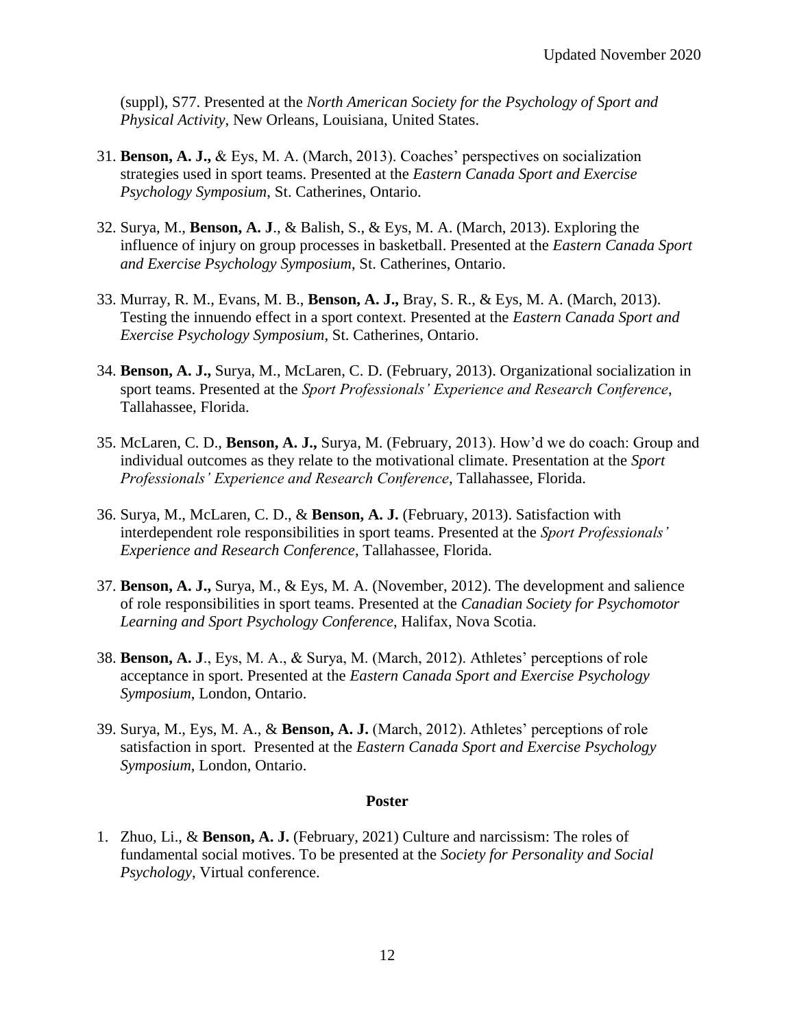(suppl), S77. Presented at the *North American Society for the Psychology of Sport and Physical Activity*, New Orleans, Louisiana, United States.

31. **Benson, A. J.,** & Eys, M. A. (March, 2013). Coaches' perspectives on socialization strategies used in sport teams. Presented at the *Eastern Canada Sport and Exercise Psychology Symposium*, St. Catherines, Ontario.

32. Surya, M., **Benson, A. J**., & Balish, S., & Eys, M. A. (March, 2013). Exploring the influence of injury on group processes in basketball. Presented at the *Eastern Canada Sport and Exercise Psychology Symposium*, St. Catherines, Ontario.

33. Murray, R. M., Evans, M. B., **Benson, A. J.,** Bray, S. R., & Eys, M. A. (March, 2013). Testing the innuendo effect in a sport context. Presented at the *Eastern Canada Sport and Exercise Psychology Symposium*, St. Catherines, Ontario.

34. **Benson, A. J.,** Surya, M., McLaren, C. D. (February, 2013). Organizational socialization in sport teams. Presented at the *Sport Professionals' Experience and Research Conference*, Tallahassee, Florida.

35. McLaren, C. D., **Benson, A. J.,** Surya, M. (February, 2013). How'd we do coach: Group and individual outcomes as they relate to the motivational climate. Presentation at the *Sport Professionals' Experience and Research Conference*, Tallahassee, Florida.

36. Surya, M., McLaren, C. D., & **Benson, A. J.** (February, 2013). Satisfaction with interdependent role responsibilities in sport teams. Presented at the *Sport Professionals' Experience and Research Conference*, Tallahassee, Florida.

37. **Benson, A. J.,** Surya, M., & Eys, M. A. (November, 2012). The development and salience of role responsibilities in sport teams. Presented at the *Canadian Society for Psychomotor Learning and Sport Psychology Conference*, Halifax, Nova Scotia.

38. **Benson, A. J**., Eys, M. A., & Surya, M. (March, 2012). Athletes' perceptions of role acceptance in sport. Presented at the *Eastern Canada Sport and Exercise Psychology Symposium*, London, Ontario.

39. Surya, M., Eys, M. A., & **Benson, A. J.** (March, 2012). Athletes' perceptions of role satisfaction in sport. Presented at the *Eastern Canada Sport and Exercise Psychology Symposium*, London, Ontario.

**Poster**

1. Zhuo, Li., & **Benson, A. J.** (February, 2021) Culture and narcissism: The roles of fundamental social motives. To be presented at the *Society for Personality and Social Psychology*, Virtual conference.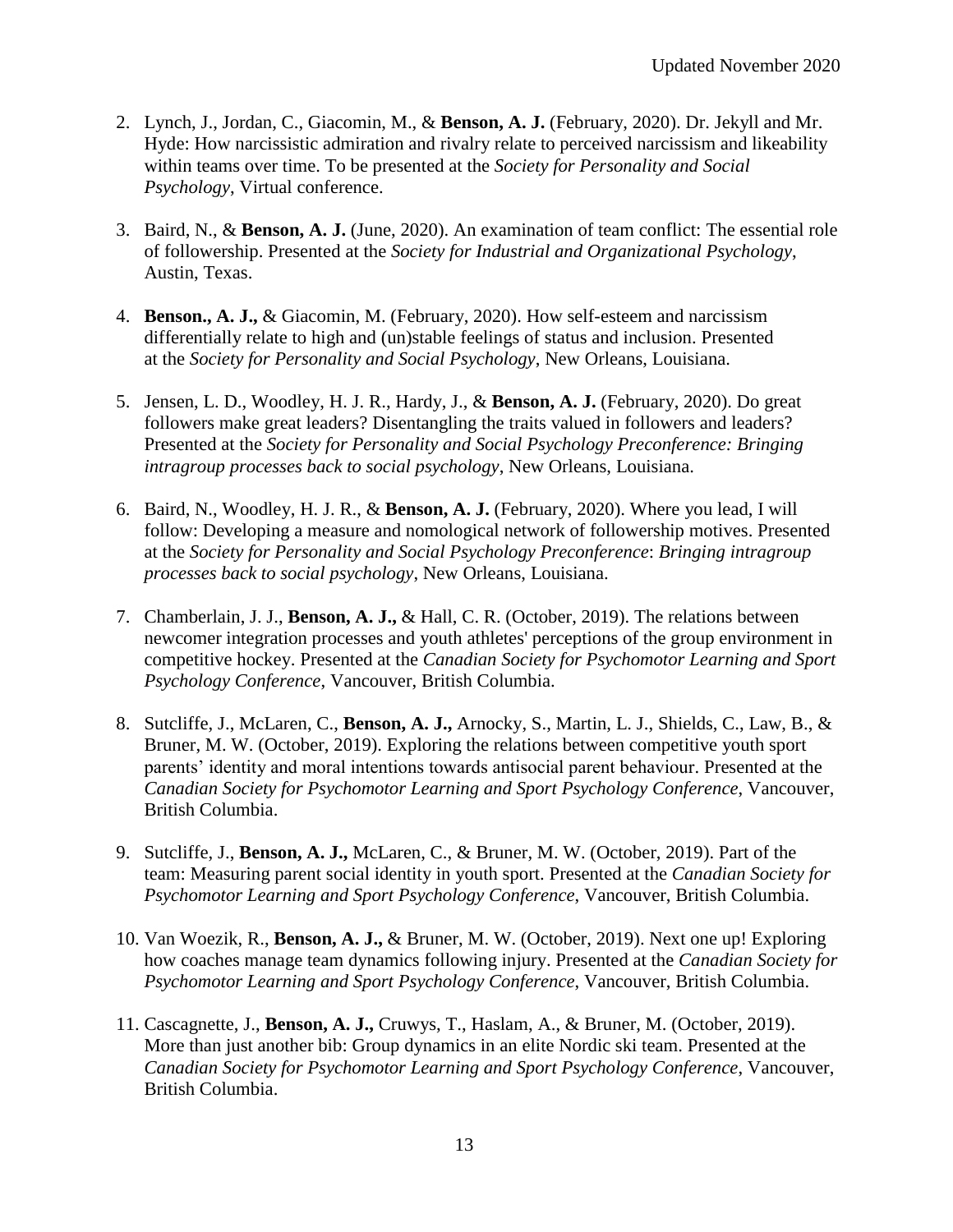2. Lynch, J., Jordan, C., Giacomin, M., & **Benson, A. J.** (February, 2020). Dr. Jekyll and Mr. Hyde: How narcissistic admiration and rivalry relate to perceived narcissism and likeability within teams over time. To be presented at the *Society for Personality and Social Psychology*, Virtual conference.

3. Baird, N., & **Benson, A. J.** (June, 2020). An examination of team conflict: The essential role of followership. Presented at the *Society for Industrial and Organizational Psychology*, Austin, Texas.

4. **Benson., A. J.,** & Giacomin, M. (February, 2020). How self-esteem and narcissism differentially relate to high and (un)stable feelings of status and inclusion. Presented at the *Society for Personality and Social Psychology*, New Orleans, Louisiana.

5. Jensen, L. D., Woodley, H. J. R., Hardy, J., & **Benson, A. J.** (February, 2020). Do great followers make great leaders? Disentangling the traits valued in followers and leaders? Presented at the *Society for Personality and Social Psychology Preconference: Bringing intragroup processes back to social psychology*, New Orleans, Louisiana.

6. Baird, N., Woodley, H. J. R., & **Benson, A. J.** (February, 2020). Where you lead, I will follow: Developing a measure and nomological network of followership motives. Presented at the *Society for Personality and Social Psychology Preconference*: *Bringing intragroup processes back to social psychology*, New Orleans, Louisiana.

7. Chamberlain, J. J., **Benson, A. J.,** & Hall, C. R. (October, 2019). The relations between newcomer integration processes and youth athletes' perceptions of the group environment in competitive hockey. Presented at the *Canadian Society for Psychomotor Learning and Sport Psychology Conference*, Vancouver, British Columbia.

8. Sutcliffe, J., McLaren, C., **Benson, A. J.,** Arnocky, S., Martin, L. J., Shields, C., Law, B., & Bruner, M. W. (October, 2019). Exploring the relations between competitive youth sport parents' identity and moral intentions towards antisocial parent behaviour. Presented at the *Canadian Society for Psychomotor Learning and Sport Psychology Conference*, Vancouver, British Columbia.

9. Sutcliffe, J., **Benson, A. J.,** McLaren, C., & Bruner, M. W. (October, 2019). Part of the team: Measuring parent social identity in youth sport. Presented at the *Canadian Society for Psychomotor Learning and Sport Psychology Conference*, Vancouver, British Columbia.

10. Van Woezik, R., **Benson, A. J.,** & Bruner, M. W. (October, 2019). Next one up! Exploring how coaches manage team dynamics following injury. Presented at the *Canadian Society for Psychomotor Learning and Sport Psychology Conference*, Vancouver, British Columbia.

11. Cascagnette, J., **Benson, A. J.,** Cruwys, T., Haslam, A., & Bruner, M. (October, 2019). More than just another bib: Group dynamics in an elite Nordic ski team. Presented at the *Canadian Society for Psychomotor Learning and Sport Psychology Conference*, Vancouver, British Columbia.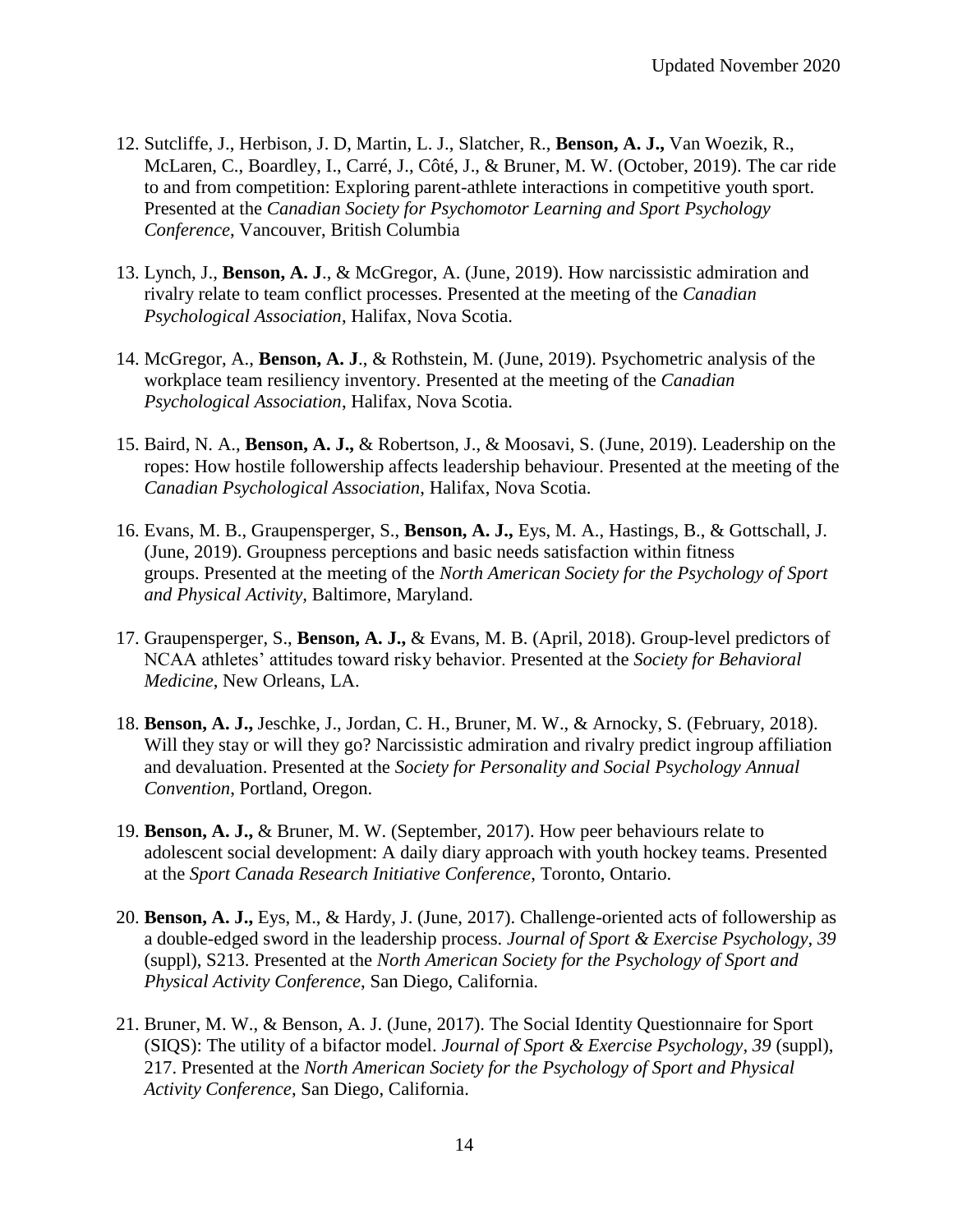12. Sutcliffe, J., Herbison, J. D, Martin, L. J., Slatcher, R., **Benson, A. J.,** Van Woezik, R., McLaren, C., Boardley, I., Carré, J., Côté, J., & Bruner, M. W. (October, 2019). The car ride to and from competition: Exploring parent-athlete interactions in competitive youth sport. Presented at the *Canadian Society for Psychomotor Learning and Sport Psychology Conference*, Vancouver, British Columbia

13. Lynch, J., **Benson, A. J**., & McGregor, A. (June, 2019). How narcissistic admiration and rivalry relate to team conflict processes. Presented at the meeting of the *Canadian Psychological Association*, Halifax, Nova Scotia.

14. McGregor, A., **Benson, A. J**., & Rothstein, M. (June, 2019). Psychometric analysis of the workplace team resiliency inventory. Presented at the meeting of the *Canadian Psychological Association*, Halifax, Nova Scotia.

15. Baird, N. A., **Benson, A. J.,** & Robertson, J., & Moosavi, S. (June, 2019). Leadership on the ropes: How hostile followership affects leadership behaviour. Presented at the meeting of the *Canadian Psychological Association*, Halifax, Nova Scotia.

16. Evans, M. B., Graupensperger, S., **Benson, A. J.,** Eys, M. A., Hastings, B., & Gottschall, J. (June, 2019). Groupness perceptions and basic needs satisfaction within fitness groups. Presented at the meeting of the *North American Society for the Psychology of Sport and Physical Activity,* Baltimore, Maryland.

17. Graupensperger, S., **Benson, A. J.,** & Evans, M. B. (April, 2018). Group-level predictors of NCAA athletes' attitudes toward risky behavior. Presented at the *Society for Behavioral Medicine*, New Orleans, LA.

18. **Benson, A. J.,** Jeschke, J., Jordan, C. H., Bruner, M. W., & Arnocky, S. (February, 2018). Will they stay or will they go? Narcissistic admiration and rivalry predict ingroup affiliation and devaluation. Presented at the *Society for Personality and Social Psychology Annual Convention*, Portland, Oregon.

19. **Benson, A. J.,** & Bruner, M. W. (September, 2017). How peer behaviours relate to adolescent social development: A daily diary approach with youth hockey teams. Presented at the *Sport Canada Research Initiative Conference*, Toronto, Ontario.

20. **Benson, A. J.,** Eys, M., & Hardy, J. (June, 2017). Challenge-oriented acts of followership as a double-edged sword in the leadership process. *Journal of Sport & Exercise Psychology, 39* (suppl), S213. Presented at the *North American Society for the Psychology of Sport and Physical Activity Conference*, San Diego, California.

21. Bruner, M. W., & Benson, A. J. (June, 2017). The Social Identity Questionnaire for Sport (SIQS): The utility of a bifactor model. *Journal of Sport & Exercise Psychology, 39* (suppl), 217. Presented at the *North American Society for the Psychology of Sport and Physical Activity Conference*, San Diego, California.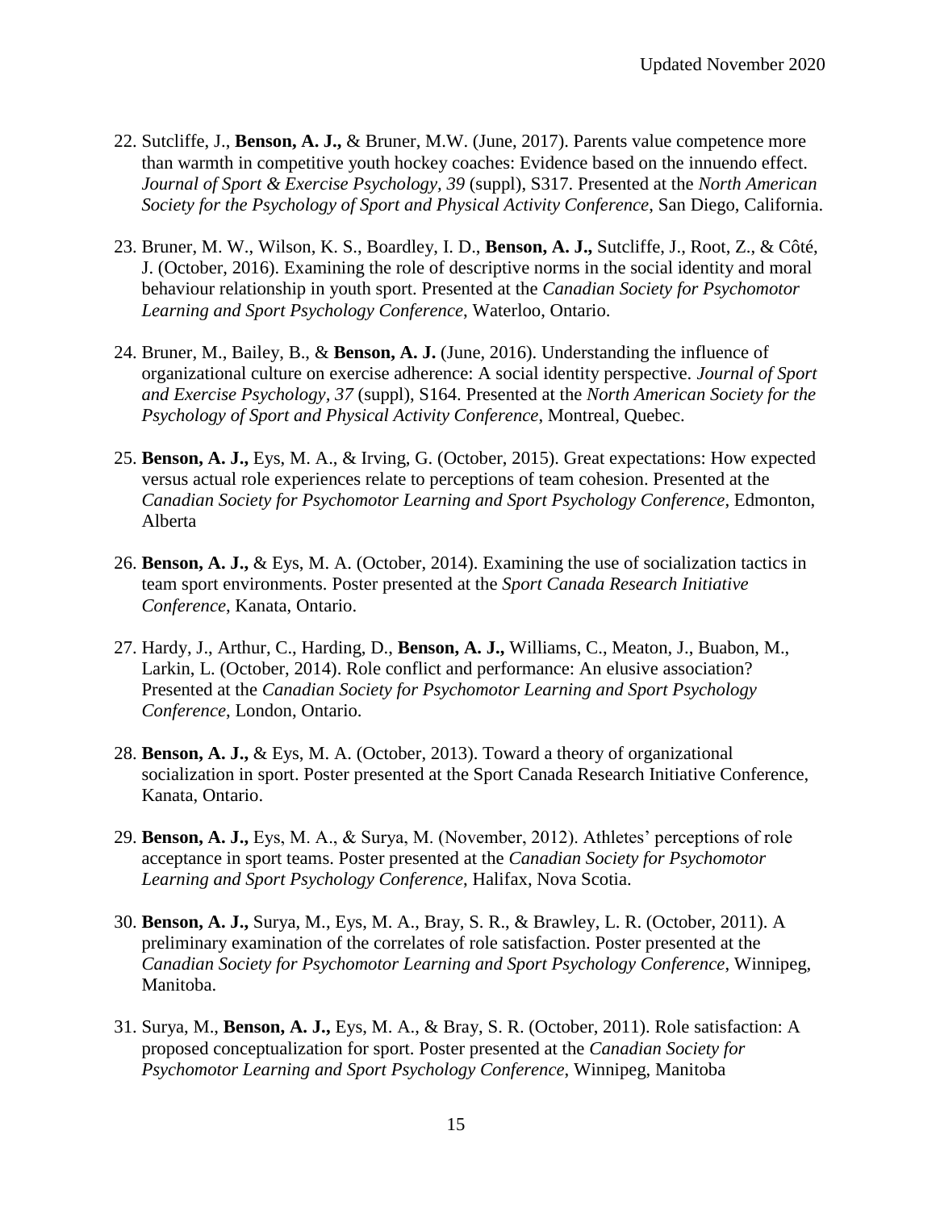22. Sutcliffe, J., **Benson, A. J.,** & Bruner, M.W. (June, 2017). Parents value competence more than warmth in competitive youth hockey coaches: Evidence based on the innuendo effect. *Journal of Sport & Exercise Psychology, 39* (suppl), S317. Presented at the *North American Society for the Psychology of Sport and Physical Activity Conference*, San Diego, California.

23. Bruner, M. W., Wilson, K. S., Boardley, I. D., **Benson, A. J.,** Sutcliffe, J., Root, Z., & Côté, J. (October, 2016). Examining the role of descriptive norms in the social identity and moral behaviour relationship in youth sport. Presented at the *Canadian Society for Psychomotor Learning and Sport Psychology Conference*, Waterloo, Ontario.

24. Bruner, M., Bailey, B., & **Benson, A. J.** (June, 2016). Understanding the influence of organizational culture on exercise adherence: A social identity perspective. *Journal of Sport and Exercise Psychology, 37* (suppl), S164. Presented at the *North American Society for the Psychology of Sport and Physical Activity Conference*, Montreal, Quebec.

25. **Benson, A. J.,** Eys, M. A., & Irving, G. (October, 2015). Great expectations: How expected versus actual role experiences relate to perceptions of team cohesion. Presented at the *Canadian Society for Psychomotor Learning and Sport Psychology Conference*, Edmonton, Alberta

26. **Benson, A. J.,** & Eys, M. A. (October, 2014). Examining the use of socialization tactics in team sport environments. Poster presented at the *Sport Canada Research Initiative Conference*, Kanata, Ontario.

27. Hardy, J., Arthur, C., Harding, D., **Benson, A. J.,** Williams, C., Meaton, J., Buabon, M., Larkin, L. (October, 2014). Role conflict and performance: An elusive association? Presented at the *Canadian Society for Psychomotor Learning and Sport Psychology Conference*, London, Ontario.

28. **Benson, A. J.,** & Eys, M. A. (October, 2013). Toward a theory of organizational socialization in sport. Poster presented at the Sport Canada Research Initiative Conference, Kanata, Ontario.

29. **Benson, A. J.,** Eys, M. A., & Surya, M. (November, 2012). Athletes' perceptions of role acceptance in sport teams. Poster presented at the *Canadian Society for Psychomotor Learning and Sport Psychology Conference*, Halifax, Nova Scotia.

30. **Benson, A. J.,** Surya, M., Eys, M. A., Bray, S. R., & Brawley, L. R. (October, 2011). A preliminary examination of the correlates of role satisfaction. Poster presented at the *Canadian Society for Psychomotor Learning and Sport Psychology Conference*, Winnipeg, Manitoba.

31. Surya, M., **Benson, A. J.,** Eys, M. A., & Bray, S. R. (October, 2011). Role satisfaction: A proposed conceptualization for sport. Poster presented at the *Canadian Society for Psychomotor Learning and Sport Psychology Conference*, Winnipeg, Manitoba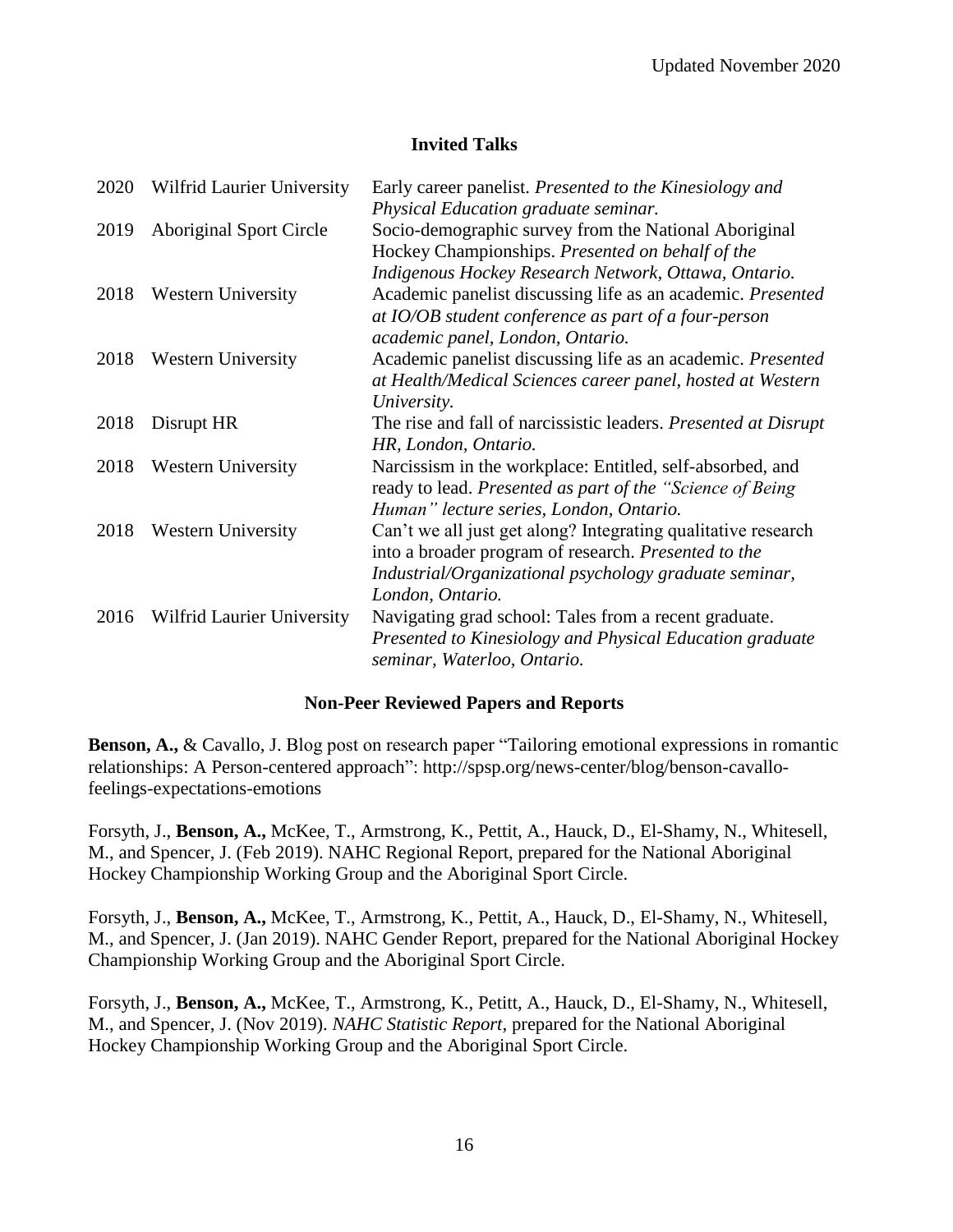## Invited Talks

| | | |
|---|---|---|
| 2020 | Wilfrid Laurier University | Early career panelist. *Presented to the Kinesiology and Physical Education graduate seminar.* |
| 2019 | Aboriginal Sport Circle | Socio-demographic survey from the National Aboriginal Hockey Championships. *Presented on behalf of the Indigenous Hockey Research Network, Ottawa, Ontario.* |
| 2018 | Western University | Academic panelist discussing life as an academic. *Presented at IO/OB student conference as part of a four-person academic panel, London, Ontario.* |
| 2018 | Western University | Academic panelist discussing life as an academic. *Presented at Health/Medical Sciences career panel, hosted at Western University.* |
| 2018 | Disrupt HR | The rise and fall of narcissistic leaders. *Presented at Disrupt HR, London, Ontario.* |
| 2018 | Western University | Narcissism in the workplace: Entitled, self-absorbed, and ready to lead. *Presented as part of the "Science of Being Human" lecture series, London, Ontario.* |
| 2018 | Western University | Can't we all just get along? Integrating qualitative research into a broader program of research. *Presented to the Industrial/Organizational psychology graduate seminar, London, Ontario.* |
| 2016 | Wilfrid Laurier University | Navigating grad school: Tales from a recent graduate. *Presented to Kinesiology and Physical Education graduate seminar, Waterloo, Ontario.* |

## Non-Peer Reviewed Papers and Reports

**Benson, A.,** & Cavallo, J. Blog post on research paper "Tailoring emotional expressions in romantic relationships: A Person-centered approach": http://spsp.org/news-center/blog/benson-cavallo-feelings-expectations-emotions

Forsyth, J., **Benson, A.,** McKee, T., Armstrong, K., Pettit, A., Hauck, D., El-Shamy, N., Whitesell, M., and Spencer, J. (Feb 2019). NAHC Regional Report, prepared for the National Aboriginal Hockey Championship Working Group and the Aboriginal Sport Circle.

Forsyth, J., **Benson, A.,** McKee, T., Armstrong, K., Pettit, A., Hauck, D., El-Shamy, N., Whitesell, M., and Spencer, J. (Jan 2019). NAHC Gender Report, prepared for the National Aboriginal Hockey Championship Working Group and the Aboriginal Sport Circle.

Forsyth, J., **Benson, A.,** McKee, T., Armstrong, K., Petitt, A., Hauck, D., El-Shamy, N., Whitesell, M., and Spencer, J. (Nov 2019). *NAHC Statistic Report,* prepared for the National Aboriginal Hockey Championship Working Group and the Aboriginal Sport Circle.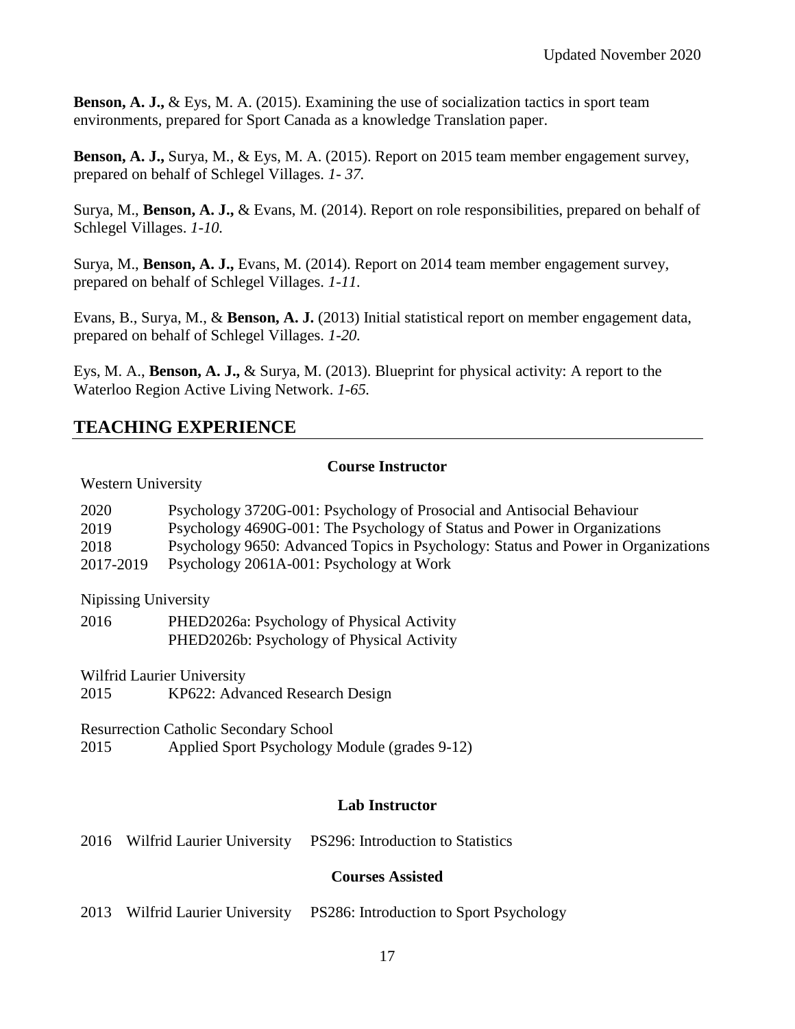**Benson, A. J.,** & Eys, M. A. (2015). Examining the use of socialization tactics in sport team environments, prepared for Sport Canada as a knowledge Translation paper.

**Benson, A. J.,** Surya, M., & Eys, M. A. (2015). Report on 2015 team member engagement survey, prepared on behalf of Schlegel Villages. *1- 37.*

Surya, M., **Benson, A. J.,** & Evans, M. (2014). Report on role responsibilities, prepared on behalf of Schlegel Villages. *1-10.*

Surya, M., **Benson, A. J.,** Evans, M. (2014). Report on 2014 team member engagement survey, prepared on behalf of Schlegel Villages. *1-11.*

Evans, B., Surya, M., & **Benson, A. J.** (2013) Initial statistical report on member engagement data, prepared on behalf of Schlegel Villages. *1-20.*

Eys, M. A., **Benson, A. J.,** & Surya, M. (2013). Blueprint for physical activity: A report to the Waterloo Region Active Living Network. *1-65.*

## TEACHING EXPERIENCE

### Course Instructor

Western University

| | |
|---|---|
| 2020 | Psychology 3720G-001: Psychology of Prosocial and Antisocial Behaviour |
| 2019 | Psychology 4690G-001: The Psychology of Status and Power in Organizations |
| 2018 | Psychology 9650: Advanced Topics in Psychology: Status and Power in Organizations |
| 2017-2019 | Psychology 2061A-001: Psychology at Work |

Nipissing University

| | |
|---|---|
| 2016 | PHED2026a: Psychology of Physical Activity |
| | PHED2026b: Psychology of Physical Activity |

Wilfrid Laurier University

| | |
|---|---|
| 2015 | KP622: Advanced Research Design |

Resurrection Catholic Secondary School

| | |
|---|---|
| 2015 | Applied Sport Psychology Module (grades 9-12) |

### Lab Instructor

| | | |
|---|---|---|
| 2016 | Wilfrid Laurier University | PS296: Introduction to Statistics |

### Courses Assisted

| | | |
|---|---|---|
| 2013 | Wilfrid Laurier University | PS286: Introduction to Sport Psychology |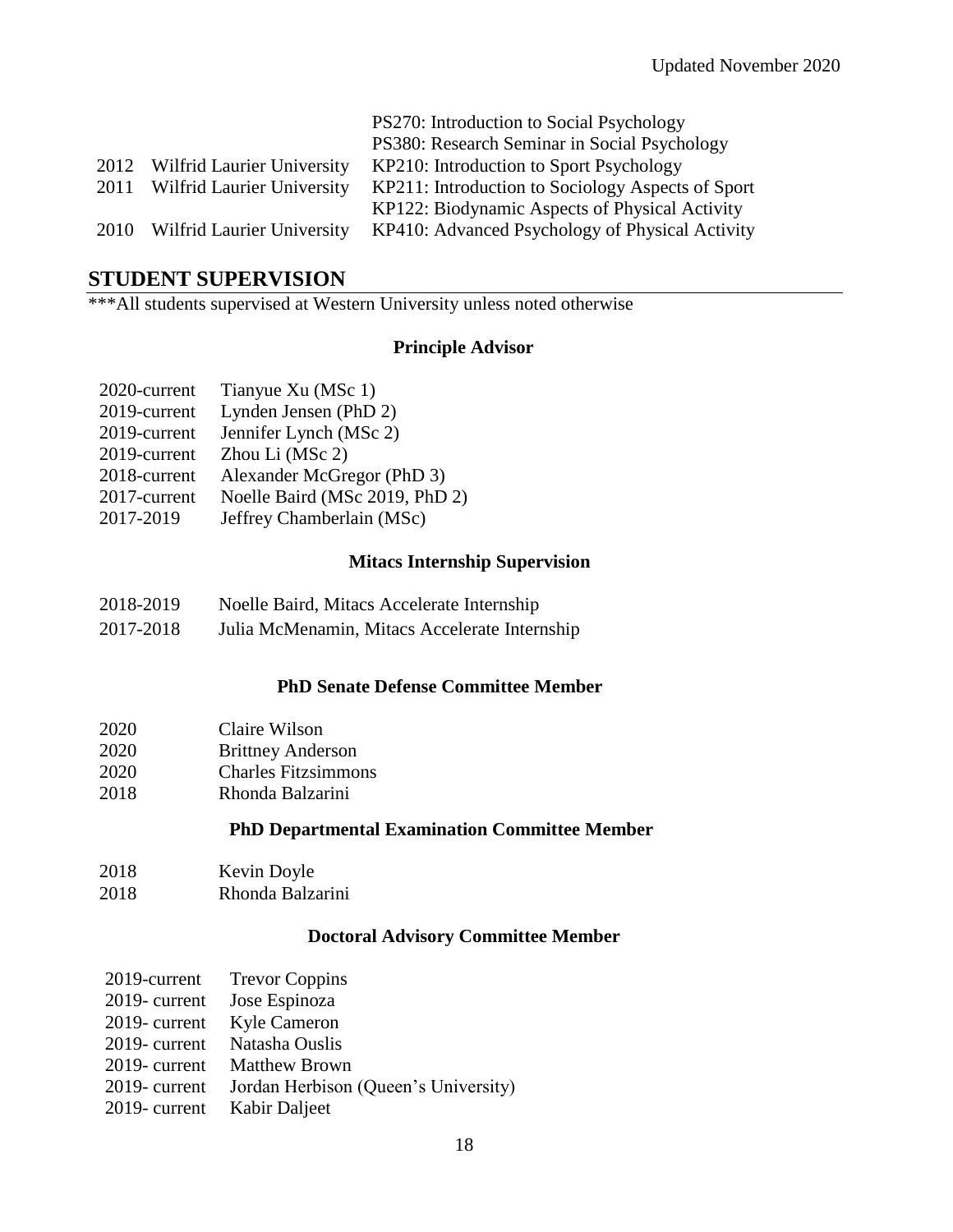| | | |
|---|---|---|
| | | PS270: Introduction to Social Psychology |
| | | PS380: Research Seminar in Social Psychology |
| 2012 | Wilfrid Laurier University | KP210: Introduction to Sport Psychology |
| 2011 | Wilfrid Laurier University | KP211: Introduction to Sociology Aspects of Sport |
| | | KP122: Biodynamic Aspects of Physical Activity |
| 2010 | Wilfrid Laurier University | KP410: Advanced Psychology of Physical Activity |

## STUDENT SUPERVISION

***All students supervised at Western University unless noted otherwise

### Principle Advisor

| | |
|---|---|
| 2020-current | Tianyue Xu (MSc 1) |
| 2019-current | Lynden Jensen (PhD 2) |
| 2019-current | Jennifer Lynch (MSc 2) |
| 2019-current | Zhou Li (MSc 2) |
| 2018-current | Alexander McGregor (PhD 3) |
| 2017-current | Noelle Baird (MSc 2019, PhD 2) |
| 2017-2019 | Jeffrey Chamberlain (MSc) |

### Mitacs Internship Supervision

| | |
|---|---|
| 2018-2019 | Noelle Baird, Mitacs Accelerate Internship |
| 2017-2018 | Julia McMenamin, Mitacs Accelerate Internship |

### PhD Senate Defense Committee Member

| | |
|---|---|
| 2020 | Claire Wilson |
| 2020 | Brittney Anderson |
| 2020 | Charles Fitzsimmons |
| 2018 | Rhonda Balzarini |

### PhD Departmental Examination Committee Member

| | |
|---|---|
| 2018 | Kevin Doyle |
| 2018 | Rhonda Balzarini |

### Doctoral Advisory Committee Member

| | |
|---|---|
| 2019-current | Trevor Coppins |
| 2019- current | Jose Espinoza |
| 2019- current | Kyle Cameron |
| 2019- current | Natasha Ouslis |
| 2019- current | Matthew Brown |
| 2019- current | Jordan Herbison (Queen's University) |
| 2019- current | Kabir Daljeet |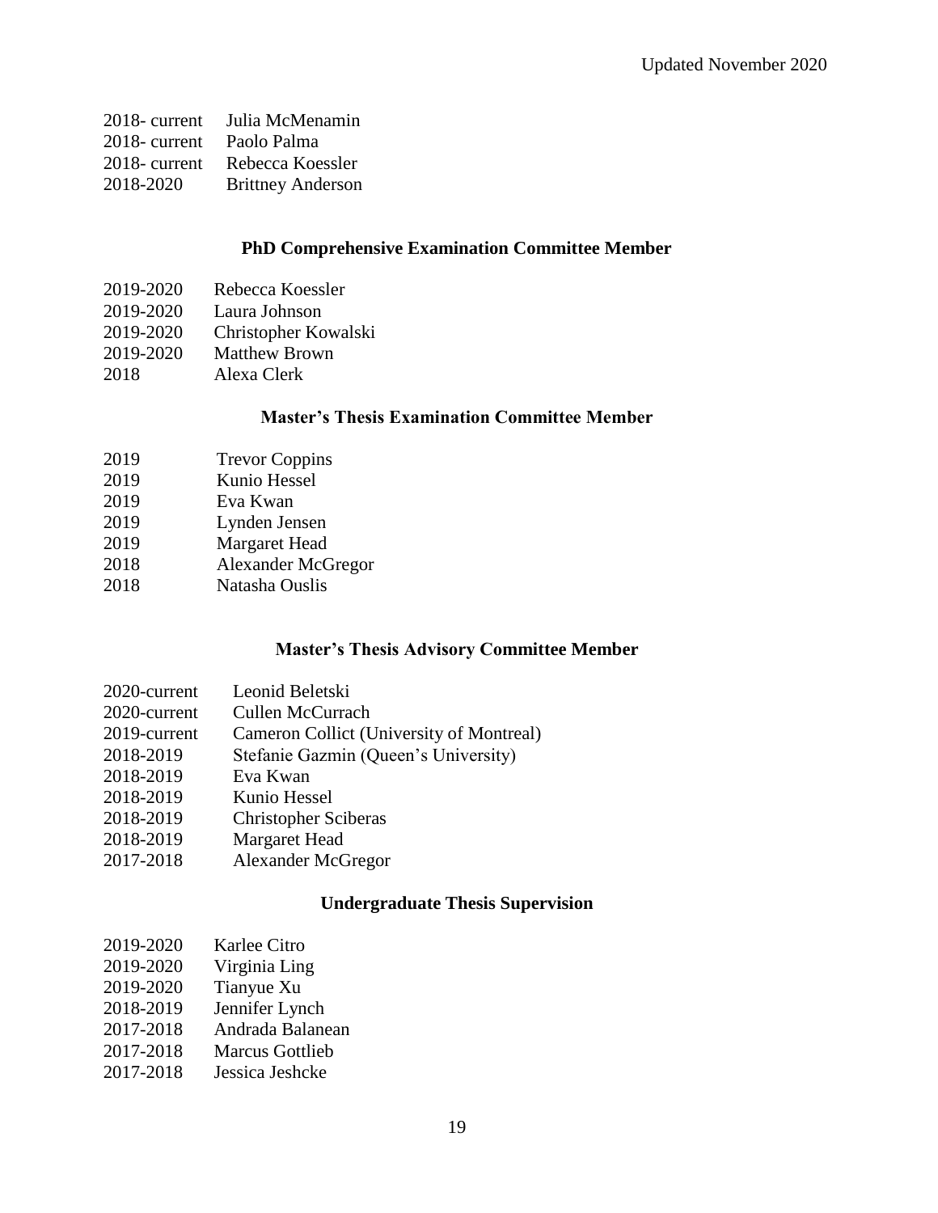2018- current Julia McMenamin
2018- current Paolo Palma
2018- current Rebecca Koessler
2018-2020 Brittney Anderson

### PhD Comprehensive Examination Committee Member

2019-2020 Rebecca Koessler
2019-2020 Laura Johnson
2019-2020 Christopher Kowalski
2019-2020 Matthew Brown
2018 Alexa Clerk

### Master's Thesis Examination Committee Member

2019 Trevor Coppins
2019 Kunio Hessel
2019 Eva Kwan
2019 Lynden Jensen
2019 Margaret Head
2018 Alexander McGregor
2018 Natasha Ouslis

### Master's Thesis Advisory Committee Member

2020-current Leonid Beletski
2020-current Cullen McCurrach
2019-current Cameron Collict (University of Montreal)
2018-2019 Stefanie Gazmin (Queen's University)
2018-2019 Eva Kwan
2018-2019 Kunio Hessel
2018-2019 Christopher Sciberas
2018-2019 Margaret Head
2017-2018 Alexander McGregor

### Undergraduate Thesis Supervision

2019-2020 Karlee Citro
2019-2020 Virginia Ling
2019-2020 Tianyue Xu
2018-2019 Jennifer Lynch
2017-2018 Andrada Balanean
2017-2018 Marcus Gottlieb
2017-2018 Jessica Jeshcke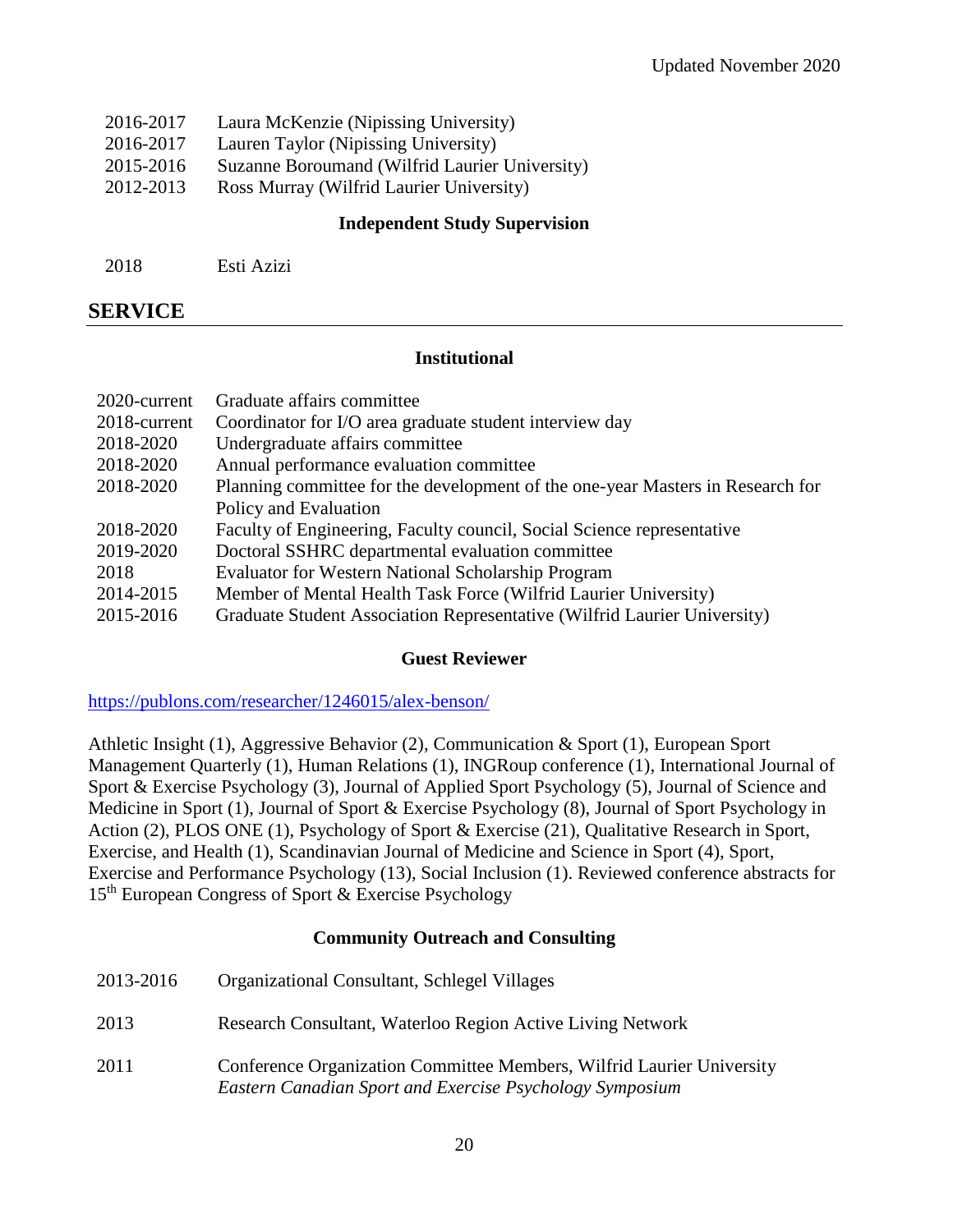| | |
|---|---|
| 2016-2017 | Laura McKenzie (Nipissing University) |
| 2016-2017 | Lauren Taylor (Nipissing University) |
| 2015-2016 | Suzanne Boroumand (Wilfrid Laurier University) |
| 2012-2013 | Ross Murray (Wilfrid Laurier University) |

### Independent Study Supervision

| | |
|---|---|
| 2018 | Esti Azizi |

## SERVICE

### Institutional

| | |
|---|---|
| 2020-current | Graduate affairs committee |
| 2018-current | Coordinator for I/O area graduate student interview day |
| 2018-2020 | Undergraduate affairs committee |
| 2018-2020 | Annual performance evaluation committee |
| 2018-2020 | Planning committee for the development of the one-year Masters in Research for Policy and Evaluation |
| 2018-2020 | Faculty of Engineering, Faculty council, Social Science representative |
| 2019-2020 | Doctoral SSHRC departmental evaluation committee |
| 2018 | Evaluator for Western National Scholarship Program |
| 2014-2015 | Member of Mental Health Task Force (Wilfrid Laurier University) |
| 2015-2016 | Graduate Student Association Representative (Wilfrid Laurier University) |

### Guest Reviewer

https://publons.com/researcher/1246015/alex-benson/

Athletic Insight (1), Aggressive Behavior (2), Communication & Sport (1), European Sport Management Quarterly (1), Human Relations (1), INGRoup conference (1), International Journal of Sport & Exercise Psychology (3), Journal of Applied Sport Psychology (5), Journal of Science and Medicine in Sport (1), Journal of Sport & Exercise Psychology (8), Journal of Sport Psychology in Action (2), PLOS ONE (1), Psychology of Sport & Exercise (21), Qualitative Research in Sport, Exercise, and Health (1), Scandinavian Journal of Medicine and Science in Sport (4), Sport, Exercise and Performance Psychology (13), Social Inclusion (1). Reviewed conference abstracts for 15th European Congress of Sport & Exercise Psychology

### Community Outreach and Consulting

| | |
|---|---|
| 2013-2016 | Organizational Consultant, Schlegel Villages |
| 2013 | Research Consultant, Waterloo Region Active Living Network |
| 2011 | Conference Organization Committee Members, Wilfrid Laurier University *Eastern Canadian Sport and Exercise Psychology Symposium* |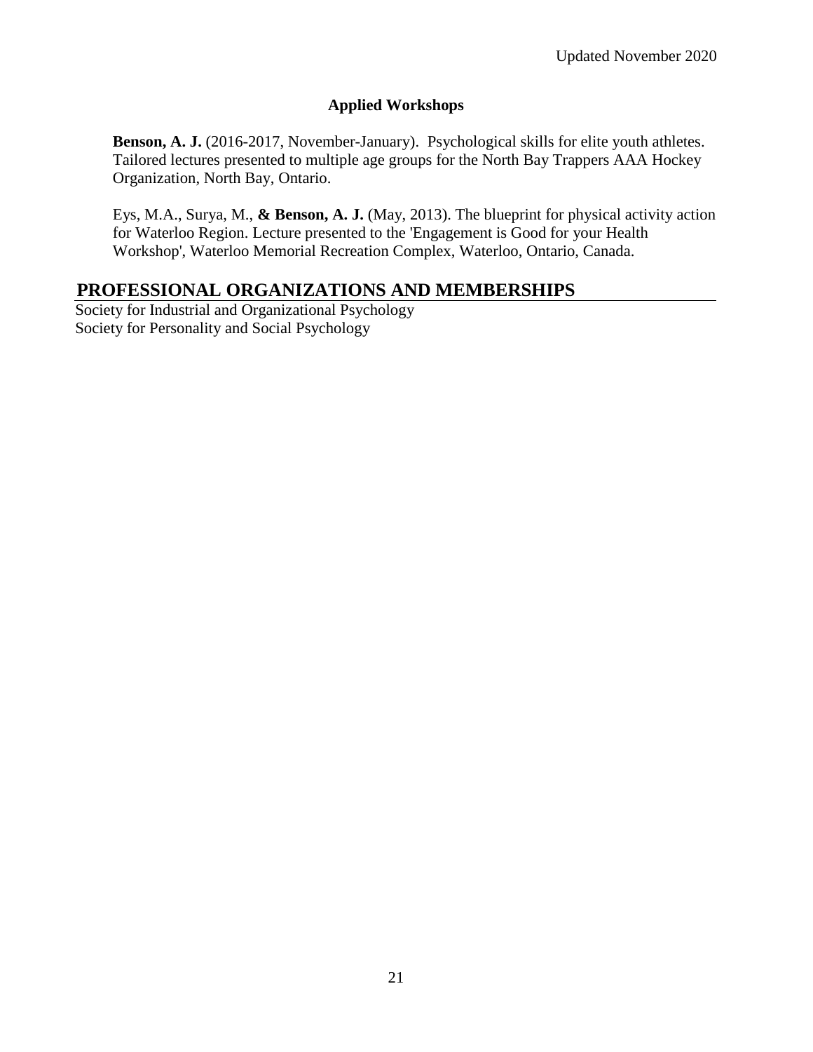### Applied Workshops

**Benson, A. J.** (2016-2017, November-January). Psychological skills for elite youth athletes. Tailored lectures presented to multiple age groups for the North Bay Trappers AAA Hockey Organization, North Bay, Ontario.

Eys, M.A., Surya, M., **& Benson, A. J.** (May, 2013). The blueprint for physical activity action for Waterloo Region. Lecture presented to the 'Engagement is Good for your Health Workshop', Waterloo Memorial Recreation Complex, Waterloo, Ontario, Canada.

## PROFESSIONAL ORGANIZATIONS AND MEMBERSHIPS

Society for Industrial and Organizational Psychology
Society for Personality and Social Psychology